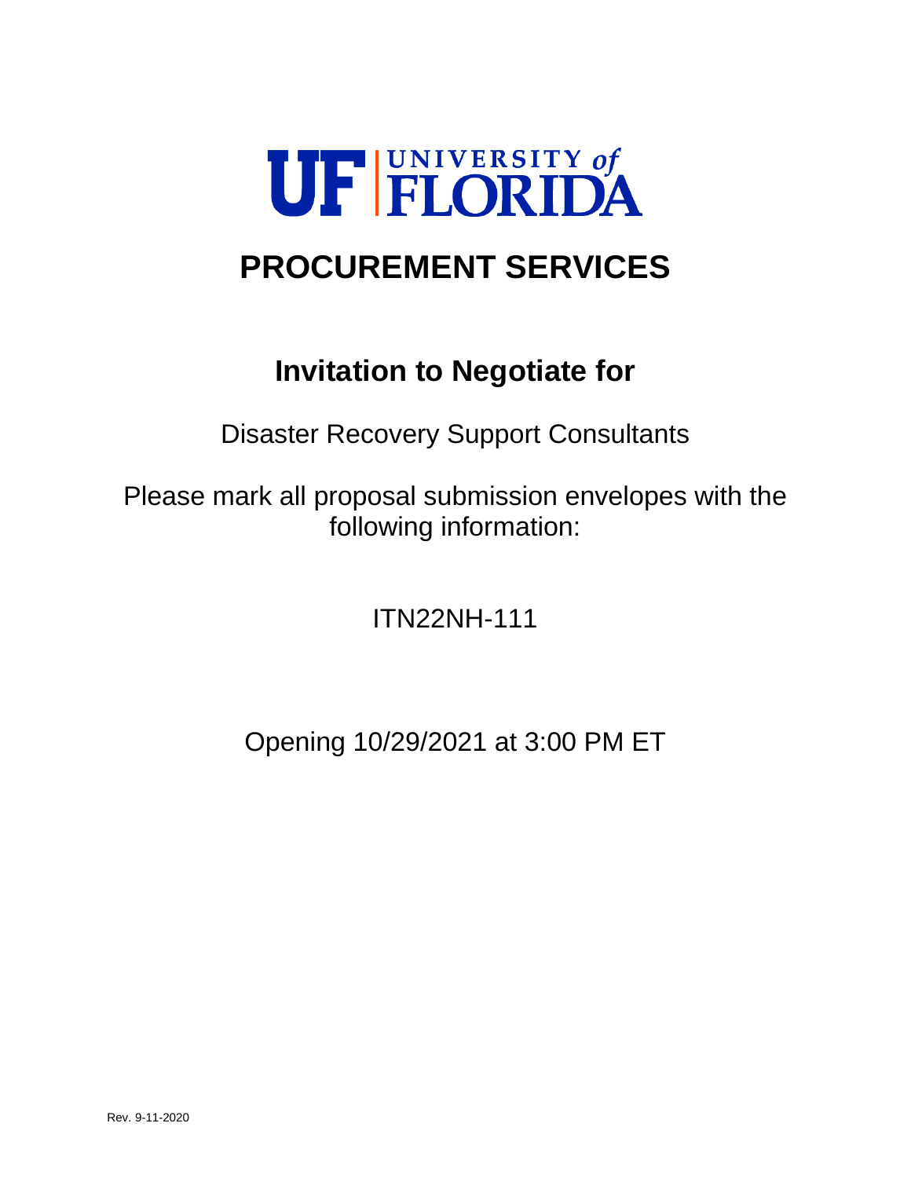# UF | UNIVERSITY of FLORIDA

# PROCUREMENT SERVICES

## Invitation to Negotiate for

Disaster Recovery Support Consultants

Please mark all proposal submission envelopes with the following information:

ITN22NH-111

Opening 10/29/2021 at 3:00 PM ET

Rev. 9-11-2020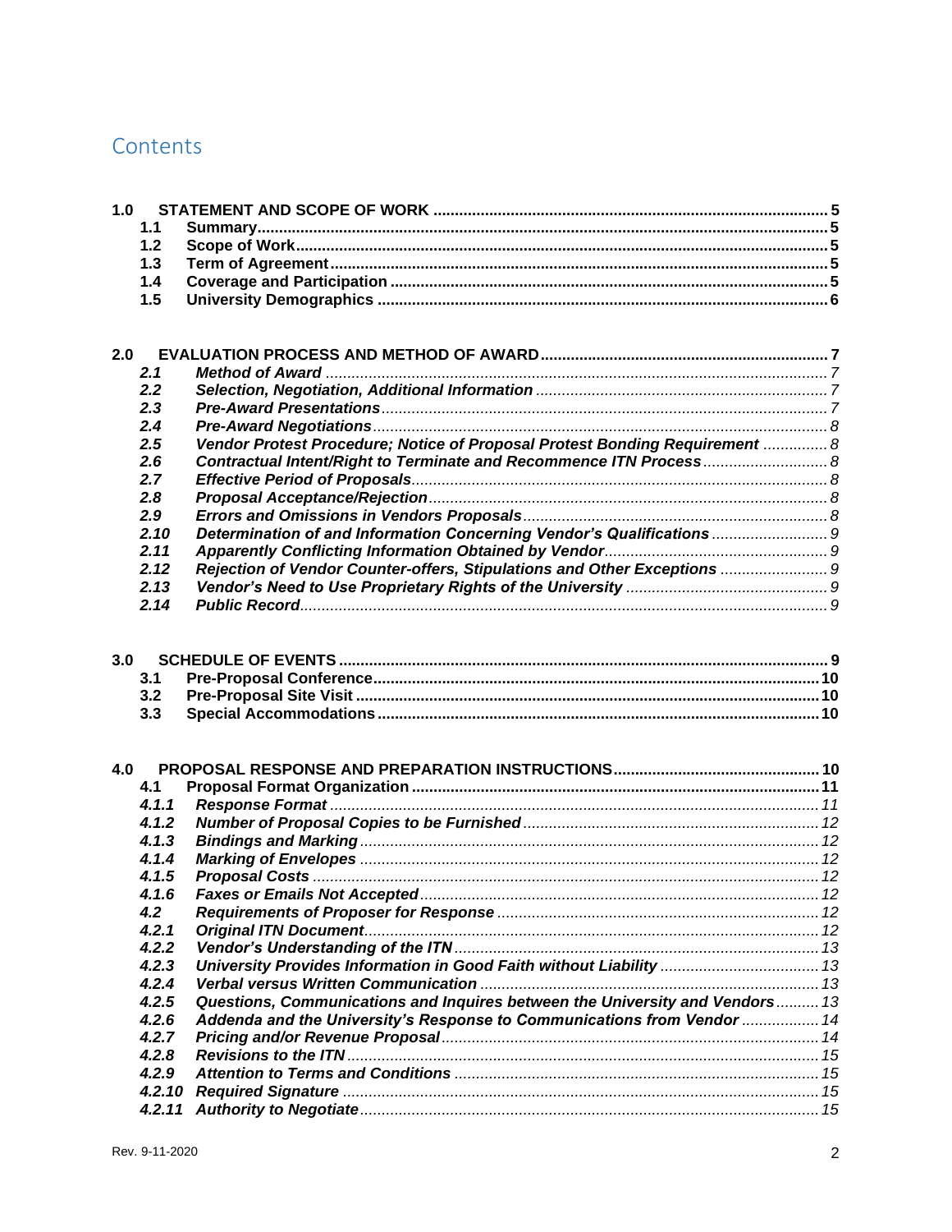# Contents

**1.0 STATEMENT AND SCOPE OF WORK** .......... 5
- **1.1 Summary** .......... 5
- **1.2 Scope of Work** .......... 5
- **1.3 Term of Agreement** .......... 5
- **1.4 Coverage and Participation** .......... 5
- **1.5 University Demographics** .......... 6

**2.0 EVALUATION PROCESS AND METHOD OF AWARD** .......... 7
- ***2.1 Method of Award*** .......... 7
- ***2.2 Selection, Negotiation, Additional Information*** .......... 7
- ***2.3 Pre-Award Presentations*** .......... 7
- ***2.4 Pre-Award Negotiations*** .......... 8
- ***2.5 Vendor Protest Procedure; Notice of Proposal Protest Bonding Requirement*** .......... 8
- ***2.6 Contractual Intent/Right to Terminate and Recommence ITN Process*** .......... 8
- ***2.7 Effective Period of Proposals*** .......... 8
- ***2.8 Proposal Acceptance/Rejection*** .......... 8
- ***2.9 Errors and Omissions in Vendors Proposals*** .......... 8
- ***2.10 Determination of and Information Concerning Vendor's Qualifications*** .......... 9
- ***2.11 Apparently Conflicting Information Obtained by Vendor*** .......... 9
- ***2.12 Rejection of Vendor Counter-offers, Stipulations and Other Exceptions*** .......... 9
- ***2.13 Vendor's Need to Use Proprietary Rights of the University*** .......... 9
- ***2.14 Public Record*** .......... 9

**3.0 SCHEDULE OF EVENTS** .......... 9
- **3.1 Pre-Proposal Conference** .......... 10
- **3.2 Pre-Proposal Site Visit** .......... 10
- **3.3 Special Accommodations** .......... 10

**4.0 PROPOSAL RESPONSE AND PREPARATION INSTRUCTIONS** .......... 10
- **4.1 Proposal Format Organization** .......... 11
- ***4.1.1 Response Format*** .......... 11
- ***4.1.2 Number of Proposal Copies to be Furnished*** .......... 12
- ***4.1.3 Bindings and Marking*** .......... 12
- ***4.1.4 Marking of Envelopes*** .......... 12
- ***4.1.5 Proposal Costs*** .......... 12
- ***4.1.6 Faxes or Emails Not Accepted*** .......... 12
- ***4.2 Requirements of Proposer for Response*** .......... 12
- ***4.2.1 Original ITN Document*** .......... 12
- ***4.2.2 Vendor's Understanding of the ITN*** .......... 13
- ***4.2.3 University Provides Information in Good Faith without Liability*** .......... 13
- ***4.2.4 Verbal versus Written Communication*** .......... 13
- ***4.2.5 Questions, Communications and Inquires between the University and Vendors*** .......... 13
- ***4.2.6 Addenda and the University's Response to Communications from Vendor*** .......... 14
- ***4.2.7 Pricing and/or Revenue Proposal*** .......... 14
- ***4.2.8 Revisions to the ITN*** .......... 15
- ***4.2.9 Attention to Terms and Conditions*** .......... 15
- ***4.2.10 Required Signature*** .......... 15
- ***4.2.11 Authority to Negotiate*** .......... 15

Rev. 9-11-2020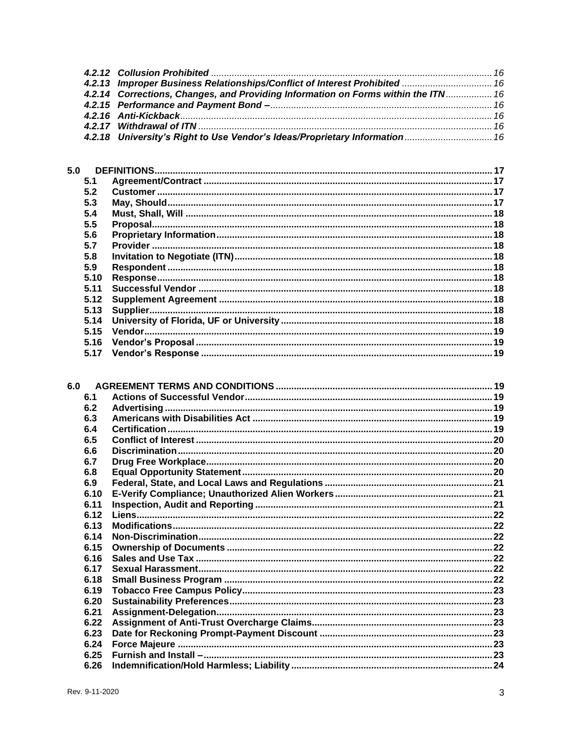*4.2.12 Collusion Prohibited* ........................................................................................................ *16*
*4.2.13 Improper Business Relationships/Conflict of Interest Prohibited* .................................. *16*
*4.2.14 Corrections, Changes, and Providing Information on Forms within the ITN*.................. *16*
*4.2.15 Performance and Payment Bond –*.................................................................................. *16*
*4.2.16 Anti-Kickback*.................................................................................................................... *16*
*4.2.17 Withdrawal of ITN* ............................................................................................................ *16*
*4.2.18 University's Right to Use Vendor's Ideas/Proprietary Information*.................................. *16*

**5.0 DEFINITIONS**...................................................................................................................... **17**
**5.1 Agreement/Contract** .......................................................................................................... **17**
**5.2 Customer** ............................................................................................................................ **17**
**5.3 May, Should**........................................................................................................................ **17**
**5.4 Must, Shall, Will** .................................................................................................................. **18**
**5.5 Proposal**.............................................................................................................................. **18**
**5.6 Proprietary Information**...................................................................................................... **18**
**5.7 Provider** .............................................................................................................................. **18**
**5.8 Invitation to Negotiate (ITN)**.............................................................................................. **18**
**5.9 Respondent** ........................................................................................................................ **18**
**5.10 Response**............................................................................................................................ **18**
**5.11 Successful Vendor** ............................................................................................................ **18**
**5.12 Supplement Agreement** .................................................................................................... **18**
**5.13 Supplier**.............................................................................................................................. **18**
**5.14 University of Florida, UF or University** ............................................................................ **18**
**5.15 Vendor**................................................................................................................................ **19**
**5.16 Vendor's Proposal** ............................................................................................................ **19**
**5.17 Vendor's Response** ............................................................................................................ **19**

**6.0 AGREEMENT TERMS AND CONDITIONS** ............................................................................ **19**
**6.1 Actions of Successful Vendor**............................................................................................ **19**
**6.2 Advertising** .......................................................................................................................... **19**
**6.3 Americans with Disabilities Act** .......................................................................................... **19**
**6.4 Certification**.......................................................................................................................... **19**
**6.5 Conflict of Interest** .............................................................................................................. **20**
**6.6 Discrimination**...................................................................................................................... **20**
**6.7 Drug Free Workplace**.......................................................................................................... **20**
**6.8 Equal Opportunity Statement**.............................................................................................. **20**
**6.9 Federal, State, and Local Laws and Regulations** .............................................................. **21**
**6.10 E-Verify Compliance; Unauthorized Alien Workers** .......................................................... **21**
**6.11 Inspection, Audit and Reporting** ........................................................................................ **21**
**6.12 Liens**.................................................................................................................................... **22**
**6.13 Modifications**...................................................................................................................... **22**
**6.14 Non-Discrimination**.............................................................................................................. **22**
**6.15 Ownership of Documents** .................................................................................................. **22**
**6.16 Sales and Use Tax** .............................................................................................................. **22**
**6.17 Sexual Harassment**.............................................................................................................. **22**
**6.18 Small Business Program** .................................................................................................... **22**
**6.19 Tobacco Free Campus Policy**.............................................................................................. **23**
**6.20 Sustainability Preferences**.................................................................................................. **23**
**6.21 Assignment-Delegation**...................................................................................................... **23**
**6.22 Assignment of Anti-Trust Overcharge Claims**.................................................................... **23**
**6.23 Date for Reckoning Prompt-Payment Discount** .................................................................. **23**
**6.24 Force Majeure** .................................................................................................................... **23**
**6.25 Furnish and Install –**............................................................................................................ **23**
**6.26 Indemnification/Hold Harmless; Liability** ............................................................................ **24**

Rev. 9-11-2020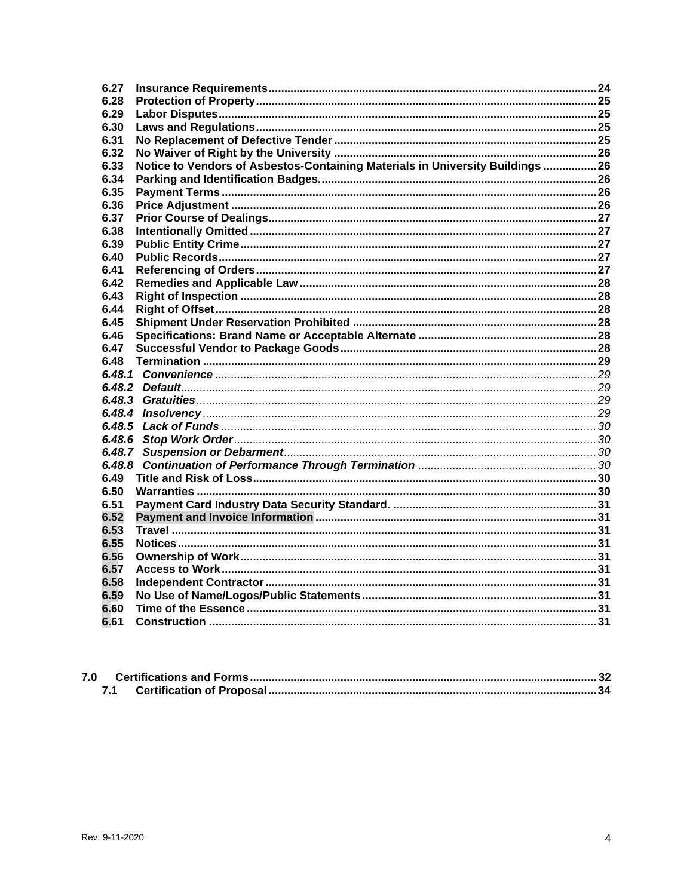6.27 **Insurance Requirements** ........ 24
6.28 **Protection of Property** ........ 25
6.29 **Labor Disputes** ........ 25
6.30 **Laws and Regulations** ........ 25
6.31 **No Replacement of Defective Tender** ........ 25
6.32 **No Waiver of Right by the University** ........ 26
6.33 **Notice to Vendors of Asbestos-Containing Materials in University Buildings** ........ 26
6.34 **Parking and Identification Badges.** ........ 26
6.35 **Payment Terms** ........ 26
6.36 **Price Adjustment** ........ 26
6.37 **Prior Course of Dealings** ........ 27
6.38 **Intentionally Omitted** ........ 27
6.39 **Public Entity Crime** ........ 27
6.40 **Public Records** ........ 27
6.41 **Referencing of Orders** ........ 27
6.42 **Remedies and Applicable Law** ........ 28
6.43 **Right of Inspection** ........ 28
6.44 **Right of Offset** ........ 28
6.45 **Shipment Under Reservation Prohibited** ........ 28
6.46 **Specifications: Brand Name or Acceptable Alternate** ........ 28
6.47 **Successful Vendor to Package Goods** ........ 28
6.48 **Termination** ........ 29
*6.48.1 Convenience* ........ 29
*6.48.2 Default* ........ 29
*6.48.3 Gratuities* ........ 29
*6.48.4 Insolvency* ........ 29
*6.48.5 Lack of Funds* ........ 30
*6.48.6 Stop Work Order* ........ 30
*6.48.7 Suspension or Debarment* ........ 30
*6.48.8 Continuation of Performance Through Termination* ........ 30
6.49 **Title and Risk of Loss** ........ 30
6.50 **Warranties** ........ 30
6.51 **Payment Card Industry Data Security Standard.** ........ 31
6.52 **Payment and Invoice Information** ........ 31
6.53 **Travel** ........ 31
6.55 **Notices** ........ 31
6.56 **Ownership of Work** ........ 31
6.57 **Access to Work** ........ 31
6.58 **Independent Contractor** ........ 31
6.59 **No Use of Name/Logos/Public Statements** ........ 31
6.60 **Time of the Essence** ........ 31
6.61 **Construction** ........ 31

7.0 **Certifications and Forms** ........ 32
7.1 **Certification of Proposal** ........ 34

Rev. 9-11-2020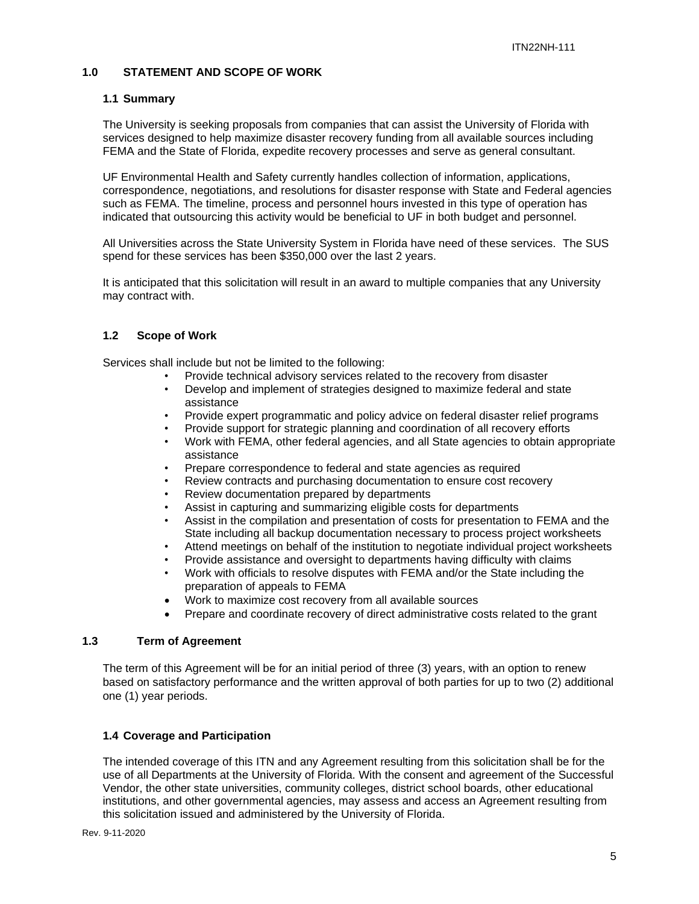## 1.0 STATEMENT AND SCOPE OF WORK

### 1.1 Summary

The University is seeking proposals from companies that can assist the University of Florida with services designed to help maximize disaster recovery funding from all available sources including FEMA and the State of Florida, expedite recovery processes and serve as general consultant.

UF Environmental Health and Safety currently handles collection of information, applications, correspondence, negotiations, and resolutions for disaster response with State and Federal agencies such as FEMA. The timeline, process and personnel hours invested in this type of operation has indicated that outsourcing this activity would be beneficial to UF in both budget and personnel.

All Universities across the State University System in Florida have need of these services. The SUS spend for these services has been $350,000 over the last 2 years.

It is anticipated that this solicitation will result in an award to multiple companies that any University may contract with.

### 1.2 Scope of Work

Services shall include but not be limited to the following:

- Provide technical advisory services related to the recovery from disaster
- Develop and implement of strategies designed to maximize federal and state assistance
- Provide expert programmatic and policy advice on federal disaster relief programs
- Provide support for strategic planning and coordination of all recovery efforts
- Work with FEMA, other federal agencies, and all State agencies to obtain appropriate assistance
- Prepare correspondence to federal and state agencies as required
- Review contracts and purchasing documentation to ensure cost recovery
- Review documentation prepared by departments
- Assist in capturing and summarizing eligible costs for departments
- Assist in the compilation and presentation of costs for presentation to FEMA and the State including all backup documentation necessary to process project worksheets
- Attend meetings on behalf of the institution to negotiate individual project worksheets
- Provide assistance and oversight to departments having difficulty with claims
- Work with officials to resolve disputes with FEMA and/or the State including the preparation of appeals to FEMA
- Work to maximize cost recovery from all available sources
- Prepare and coordinate recovery of direct administrative costs related to the grant

### 1.3 Term of Agreement

The term of this Agreement will be for an initial period of three (3) years, with an option to renew based on satisfactory performance and the written approval of both parties for up to two (2) additional one (1) year periods.

### 1.4 Coverage and Participation

The intended coverage of this ITN and any Agreement resulting from this solicitation shall be for the use of all Departments at the University of Florida. With the consent and agreement of the Successful Vendor, the other state universities, community colleges, district school boards, other educational institutions, and other governmental agencies, may assess and access an Agreement resulting from this solicitation issued and administered by the University of Florida.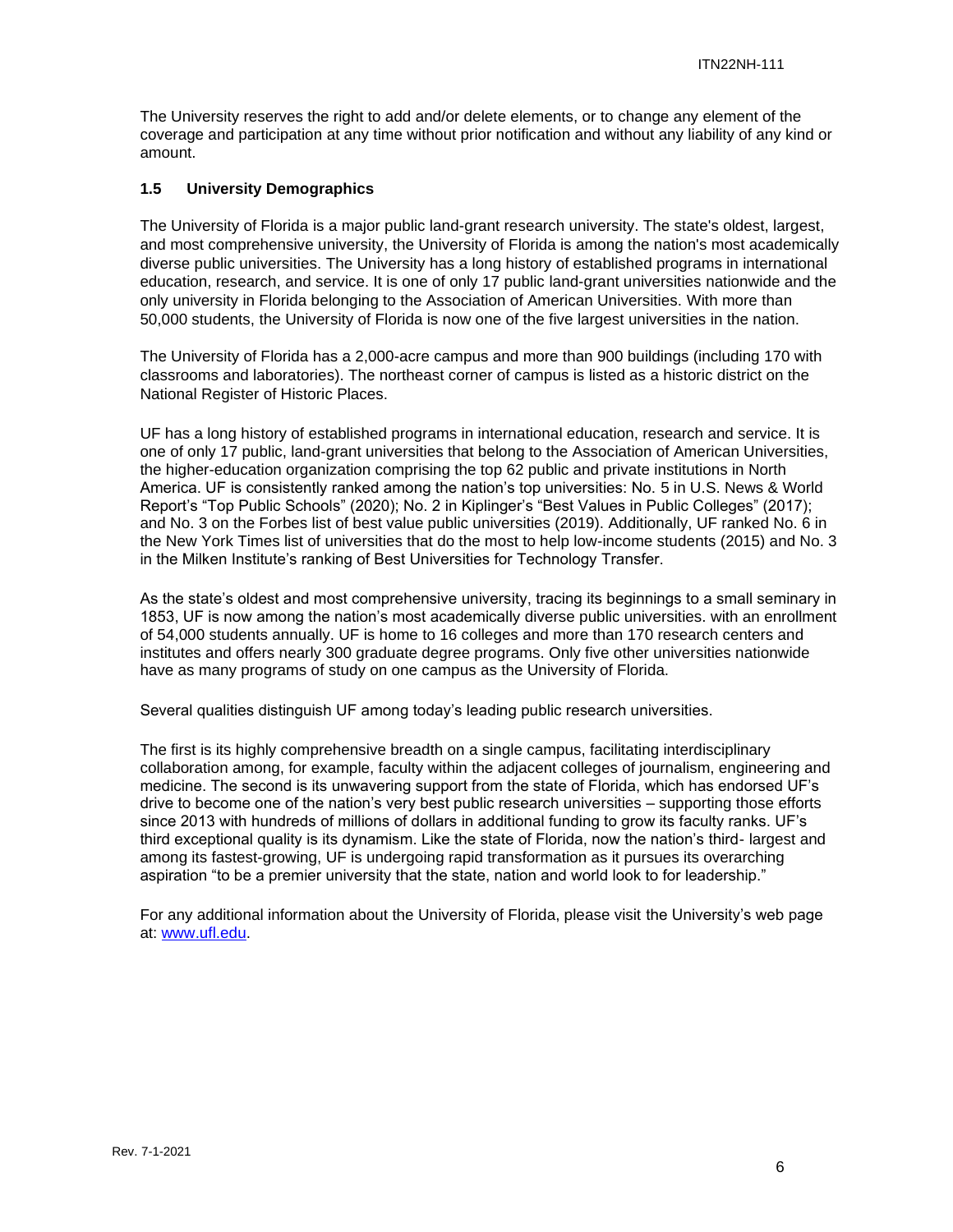The University reserves the right to add and/or delete elements, or to change any element of the coverage and participation at any time without prior notification and without any liability of any kind or amount.

### 1.5 University Demographics

The University of Florida is a major public land-grant research university. The state's oldest, largest, and most comprehensive university, the University of Florida is among the nation's most academically diverse public universities. The University has a long history of established programs in international education, research, and service. It is one of only 17 public land-grant universities nationwide and the only university in Florida belonging to the Association of American Universities. With more than 50,000 students, the University of Florida is now one of the five largest universities in the nation.

The University of Florida has a 2,000-acre campus and more than 900 buildings (including 170 with classrooms and laboratories). The northeast corner of campus is listed as a historic district on the National Register of Historic Places.

UF has a long history of established programs in international education, research and service. It is one of only 17 public, land-grant universities that belong to the Association of American Universities, the higher-education organization comprising the top 62 public and private institutions in North America. UF is consistently ranked among the nation's top universities: No. 5 in U.S. News & World Report's "Top Public Schools" (2020); No. 2 in Kiplinger's "Best Values in Public Colleges" (2017); and No. 3 on the Forbes list of best value public universities (2019). Additionally, UF ranked No. 6 in the New York Times list of universities that do the most to help low-income students (2015) and No. 3 in the Milken Institute's ranking of Best Universities for Technology Transfer.

As the state's oldest and most comprehensive university, tracing its beginnings to a small seminary in 1853, UF is now among the nation's most academically diverse public universities. with an enrollment of 54,000 students annually. UF is home to 16 colleges and more than 170 research centers and institutes and offers nearly 300 graduate degree programs. Only five other universities nationwide have as many programs of study on one campus as the University of Florida.

Several qualities distinguish UF among today's leading public research universities.

The first is its highly comprehensive breadth on a single campus, facilitating interdisciplinary collaboration among, for example, faculty within the adjacent colleges of journalism, engineering and medicine. The second is its unwavering support from the state of Florida, which has endorsed UF's drive to become one of the nation's very best public research universities – supporting those efforts since 2013 with hundreds of millions of dollars in additional funding to grow its faculty ranks. UF's third exceptional quality is its dynamism. Like the state of Florida, now the nation's third- largest and among its fastest-growing, UF is undergoing rapid transformation as it pursues its overarching aspiration "to be a premier university that the state, nation and world look to for leadership."

For any additional information about the University of Florida, please visit the University's web page at: [www.ufl.edu](http://www.ufl.edu).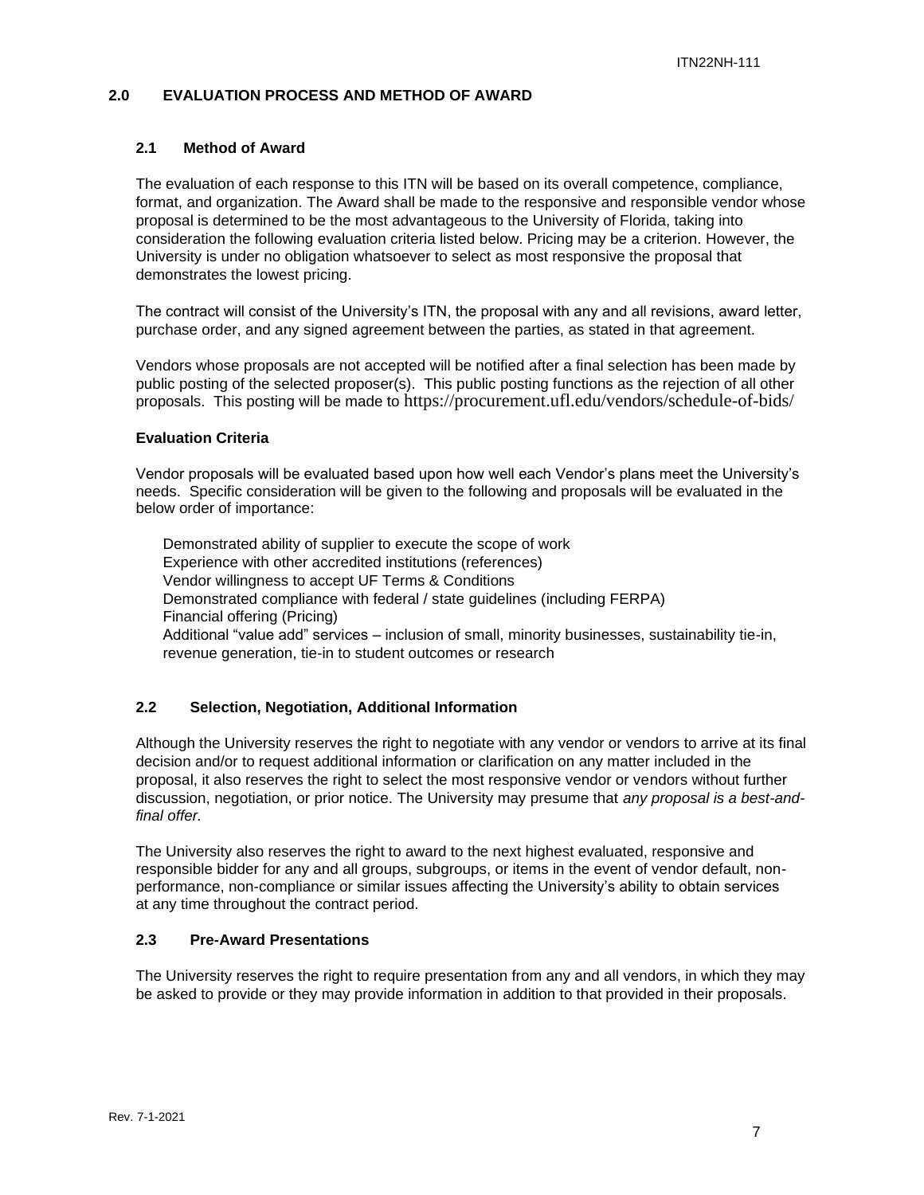## 2.0 EVALUATION PROCESS AND METHOD OF AWARD

### 2.1 Method of Award

The evaluation of each response to this ITN will be based on its overall competence, compliance, format, and organization. The Award shall be made to the responsive and responsible vendor whose proposal is determined to be the most advantageous to the University of Florida, taking into consideration the following evaluation criteria listed below. Pricing may be a criterion. However, the University is under no obligation whatsoever to select as most responsive the proposal that demonstrates the lowest pricing.

The contract will consist of the University's ITN, the proposal with any and all revisions, award letter, purchase order, and any signed agreement between the parties, as stated in that agreement.

Vendors whose proposals are not accepted will be notified after a final selection has been made by public posting of the selected proposer(s). This public posting functions as the rejection of all other proposals. This posting will be made to https://procurement.ufl.edu/vendors/schedule-of-bids/

**Evaluation Criteria**

Vendor proposals will be evaluated based upon how well each Vendor's plans meet the University's needs. Specific consideration will be given to the following and proposals will be evaluated in the below order of importance:

Demonstrated ability of supplier to execute the scope of work
Experience with other accredited institutions (references)
Vendor willingness to accept UF Terms & Conditions
Demonstrated compliance with federal / state guidelines (including FERPA)
Financial offering (Pricing)
Additional "value add" services – inclusion of small, minority businesses, sustainability tie-in, revenue generation, tie-in to student outcomes or research

### 2.2 Selection, Negotiation, Additional Information

Although the University reserves the right to negotiate with any vendor or vendors to arrive at its final decision and/or to request additional information or clarification on any matter included in the proposal, it also reserves the right to select the most responsive vendor or vendors without further discussion, negotiation, or prior notice. The University may presume that *any proposal is a best-and-final offer.*

The University also reserves the right to award to the next highest evaluated, responsive and responsible bidder for any and all groups, subgroups, or items in the event of vendor default, non-performance, non-compliance or similar issues affecting the University's ability to obtain services at any time throughout the contract period.

### 2.3 Pre-Award Presentations

The University reserves the right to require presentation from any and all vendors, in which they may be asked to provide or they may provide information in addition to that provided in their proposals.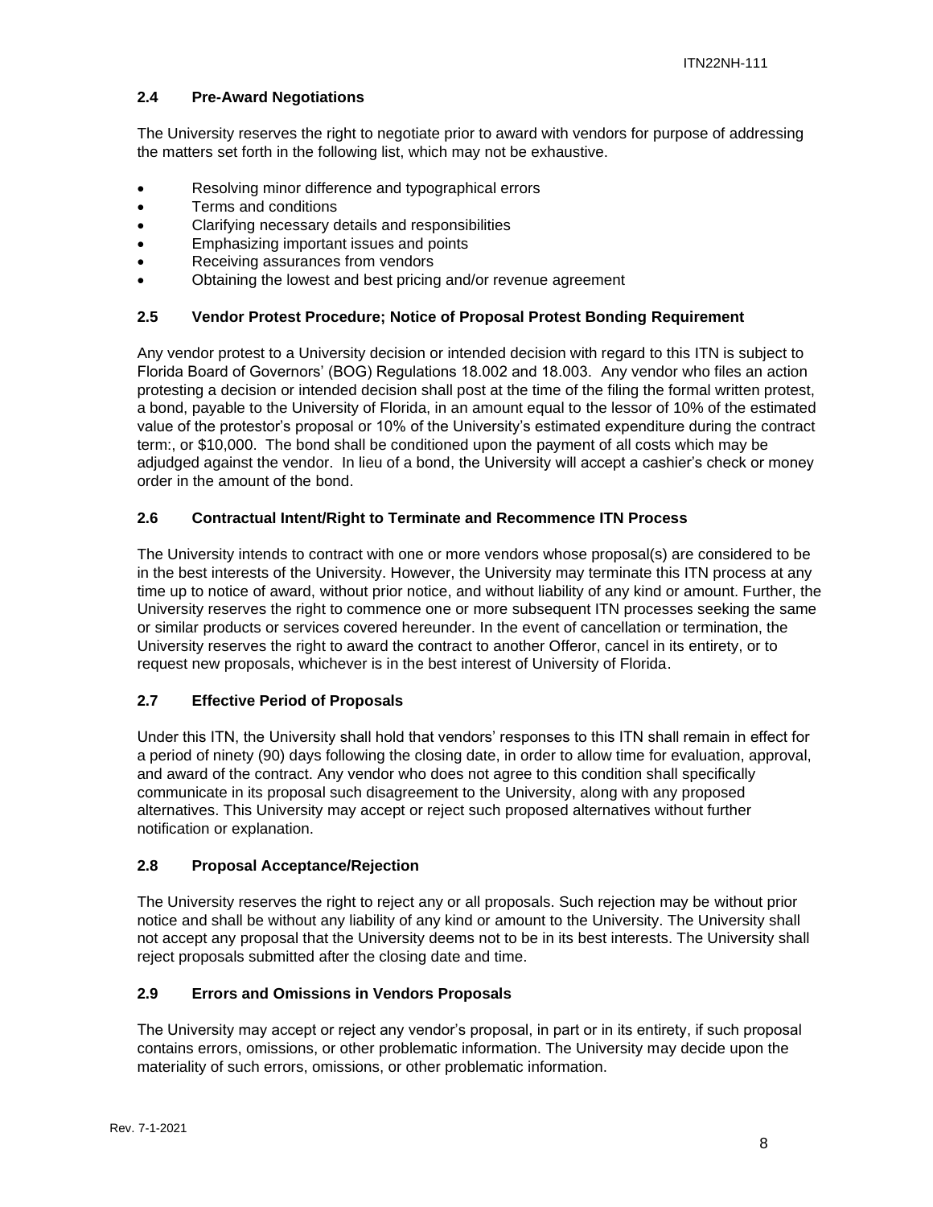### 2.4 Pre-Award Negotiations

The University reserves the right to negotiate prior to award with vendors for purpose of addressing the matters set forth in the following list, which may not be exhaustive.

- Resolving minor difference and typographical errors
- Terms and conditions
- Clarifying necessary details and responsibilities
- Emphasizing important issues and points
- Receiving assurances from vendors
- Obtaining the lowest and best pricing and/or revenue agreement

### 2.5 Vendor Protest Procedure; Notice of Proposal Protest Bonding Requirement

Any vendor protest to a University decision or intended decision with regard to this ITN is subject to Florida Board of Governors' (BOG) Regulations 18.002 and 18.003. Any vendor who files an action protesting a decision or intended decision shall post at the time of the filing the formal written protest, a bond, payable to the University of Florida, in an amount equal to the lessor of 10% of the estimated value of the protestor's proposal or 10% of the University's estimated expenditure during the contract term:, or $10,000. The bond shall be conditioned upon the payment of all costs which may be adjudged against the vendor. In lieu of a bond, the University will accept a cashier's check or money order in the amount of the bond.

### 2.6 Contractual Intent/Right to Terminate and Recommence ITN Process

The University intends to contract with one or more vendors whose proposal(s) are considered to be in the best interests of the University. However, the University may terminate this ITN process at any time up to notice of award, without prior notice, and without liability of any kind or amount. Further, the University reserves the right to commence one or more subsequent ITN processes seeking the same or similar products or services covered hereunder. In the event of cancellation or termination, the University reserves the right to award the contract to another Offeror, cancel in its entirety, or to request new proposals, whichever is in the best interest of University of Florida.

### 2.7 Effective Period of Proposals

Under this ITN, the University shall hold that vendors' responses to this ITN shall remain in effect for a period of ninety (90) days following the closing date, in order to allow time for evaluation, approval, and award of the contract. Any vendor who does not agree to this condition shall specifically communicate in its proposal such disagreement to the University, along with any proposed alternatives. This University may accept or reject such proposed alternatives without further notification or explanation.

### 2.8 Proposal Acceptance/Rejection

The University reserves the right to reject any or all proposals. Such rejection may be without prior notice and shall be without any liability of any kind or amount to the University. The University shall not accept any proposal that the University deems not to be in its best interests. The University shall reject proposals submitted after the closing date and time.

### 2.9 Errors and Omissions in Vendors Proposals

The University may accept or reject any vendor's proposal, in part or in its entirety, if such proposal contains errors, omissions, or other problematic information. The University may decide upon the materiality of such errors, omissions, or other problematic information.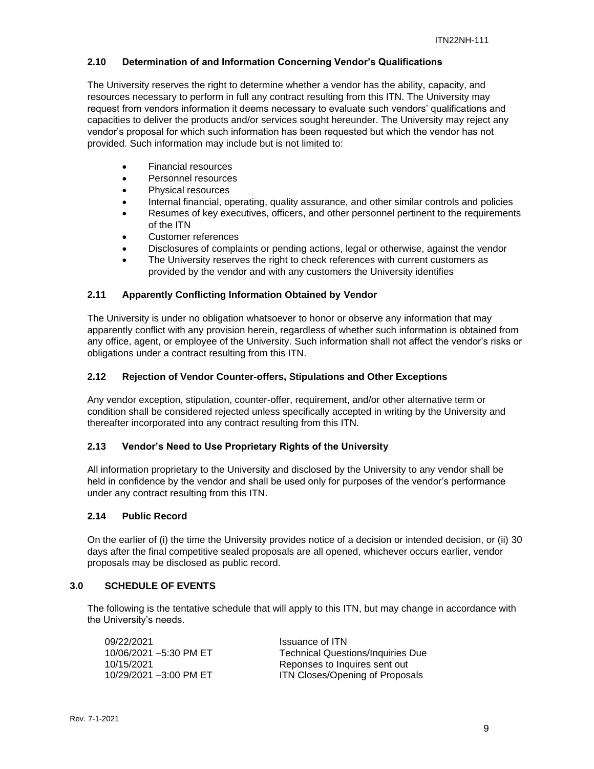### 2.10 Determination of and Information Concerning Vendor's Qualifications

The University reserves the right to determine whether a vendor has the ability, capacity, and resources necessary to perform in full any contract resulting from this ITN. The University may request from vendors information it deems necessary to evaluate such vendors' qualifications and capacities to deliver the products and/or services sought hereunder. The University may reject any vendor's proposal for which such information has been requested but which the vendor has not provided. Such information may include but is not limited to:

- Financial resources
- Personnel resources
- Physical resources
- Internal financial, operating, quality assurance, and other similar controls and policies
- Resumes of key executives, officers, and other personnel pertinent to the requirements of the ITN
- Customer references
- Disclosures of complaints or pending actions, legal or otherwise, against the vendor
- The University reserves the right to check references with current customers as provided by the vendor and with any customers the University identifies

### 2.11 Apparently Conflicting Information Obtained by Vendor

The University is under no obligation whatsoever to honor or observe any information that may apparently conflict with any provision herein, regardless of whether such information is obtained from any office, agent, or employee of the University. Such information shall not affect the vendor's risks or obligations under a contract resulting from this ITN.

### 2.12 Rejection of Vendor Counter-offers, Stipulations and Other Exceptions

Any vendor exception, stipulation, counter-offer, requirement, and/or other alternative term or condition shall be considered rejected unless specifically accepted in writing by the University and thereafter incorporated into any contract resulting from this ITN.

### 2.13 Vendor's Need to Use Proprietary Rights of the University

All information proprietary to the University and disclosed by the University to any vendor shall be held in confidence by the vendor and shall be used only for purposes of the vendor's performance under any contract resulting from this ITN.

### 2.14 Public Record

On the earlier of (i) the time the University provides notice of a decision or intended decision, or (ii) 30 days after the final competitive sealed proposals are all opened, whichever occurs earlier, vendor proposals may be disclosed as public record.

## 3.0 SCHEDULE OF EVENTS

The following is the tentative schedule that will apply to this ITN, but may change in accordance with the University's needs.

| | |
|---|---|
| 09/22/2021 | Issuance of ITN |
| 10/06/2021 –5:30 PM ET | Technical Questions/Inquiries Due |
| 10/15/2021 | Reponses to Inquires sent out |
| 10/29/2021 –3:00 PM ET | ITN Closes/Opening of Proposals |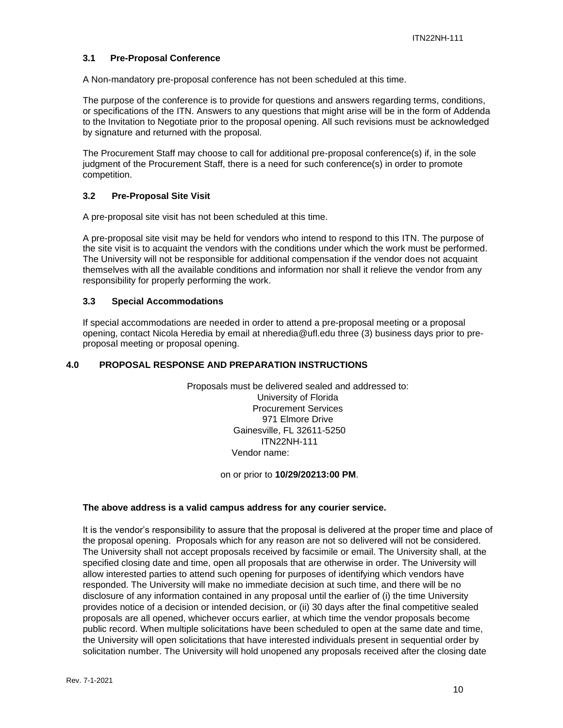### 3.1 Pre-Proposal Conference

A Non-mandatory pre-proposal conference has not been scheduled at this time.

The purpose of the conference is to provide for questions and answers regarding terms, conditions, or specifications of the ITN. Answers to any questions that might arise will be in the form of Addenda to the Invitation to Negotiate prior to the proposal opening. All such revisions must be acknowledged by signature and returned with the proposal.

The Procurement Staff may choose to call for additional pre-proposal conference(s) if, in the sole judgment of the Procurement Staff, there is a need for such conference(s) in order to promote competition.

### 3.2 Pre-Proposal Site Visit

A pre-proposal site visit has not been scheduled at this time.

A pre-proposal site visit may be held for vendors who intend to respond to this ITN. The purpose of the site visit is to acquaint the vendors with the conditions under which the work must be performed. The University will not be responsible for additional compensation if the vendor does not acquaint themselves with all the available conditions and information nor shall it relieve the vendor from any responsibility for properly performing the work.

### 3.3 Special Accommodations

If special accommodations are needed in order to attend a pre-proposal meeting or a proposal opening, contact Nicola Heredia by email at nheredia@ufl.edu three (3) business days prior to pre-proposal meeting or proposal opening.

## 4.0 PROPOSAL RESPONSE AND PREPARATION INSTRUCTIONS

Proposals must be delivered sealed and addressed to:
University of Florida
Procurement Services
971 Elmore Drive
Gainesville, FL 32611-5250
ITN22NH-111
Vendor name:

on or prior to **10/29/20213:00 PM**.

**The above address is a valid campus address for any courier service.**

It is the vendor's responsibility to assure that the proposal is delivered at the proper time and place of the proposal opening. Proposals which for any reason are not so delivered will not be considered. The University shall not accept proposals received by facsimile or email. The University shall, at the specified closing date and time, open all proposals that are otherwise in order. The University will allow interested parties to attend such opening for purposes of identifying which vendors have responded. The University will make no immediate decision at such time, and there will be no disclosure of any information contained in any proposal until the earlier of (i) the time University provides notice of a decision or intended decision, or (ii) 30 days after the final competitive sealed proposals are all opened, whichever occurs earlier, at which time the vendor proposals become public record. When multiple solicitations have been scheduled to open at the same date and time, the University will open solicitations that have interested individuals present in sequential order by solicitation number. The University will hold unopened any proposals received after the closing date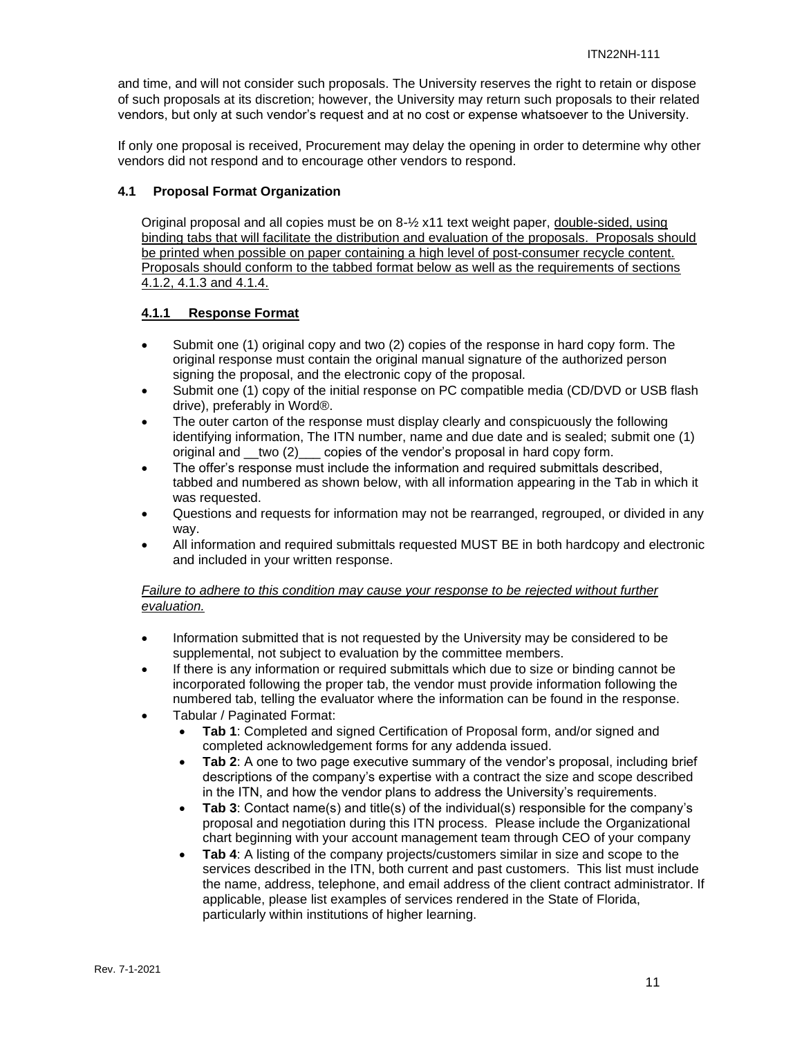and time, and will not consider such proposals. The University reserves the right to retain or dispose of such proposals at its discretion; however, the University may return such proposals to their related vendors, but only at such vendor's request and at no cost or expense whatsoever to the University.

If only one proposal is received, Procurement may delay the opening in order to determine why other vendors did not respond and to encourage other vendors to respond.

### 4.1 Proposal Format Organization

Original proposal and all copies must be on 8-½ x11 text weight paper, double-sided, using binding tabs that will facilitate the distribution and evaluation of the proposals. Proposals should be printed when possible on paper containing a high level of post-consumer recycle content. Proposals should conform to the tabbed format below as well as the requirements of sections 4.1.2, 4.1.3 and 4.1.4.

#### 4.1.1 Response Format

- Submit one (1) original copy and two (2) copies of the response in hard copy form. The original response must contain the original manual signature of the authorized person signing the proposal, and the electronic copy of the proposal.
- Submit one (1) copy of the initial response on PC compatible media (CD/DVD or USB flash drive), preferably in Word®.
- The outer carton of the response must display clearly and conspicuously the following identifying information, The ITN number, name and due date and is sealed; submit one (1) original and __two (2)___ copies of the vendor's proposal in hard copy form.
- The offer's response must include the information and required submittals described, tabbed and numbered as shown below, with all information appearing in the Tab in which it was requested.
- Questions and requests for information may not be rearranged, regrouped, or divided in any way.
- All information and required submittals requested MUST BE in both hardcopy and electronic and included in your written response.

*Failure to adhere to this condition may cause your response to be rejected without further evaluation.*

- Information submitted that is not requested by the University may be considered to be supplemental, not subject to evaluation by the committee members.
- If there is any information or required submittals which due to size or binding cannot be incorporated following the proper tab, the vendor must provide information following the numbered tab, telling the evaluator where the information can be found in the response.
- Tabular / Paginated Format:
  - **Tab 1**: Completed and signed Certification of Proposal form, and/or signed and completed acknowledgement forms for any addenda issued.
  - **Tab 2**: A one to two page executive summary of the vendor's proposal, including brief descriptions of the company's expertise with a contract the size and scope described in the ITN, and how the vendor plans to address the University's requirements.
  - **Tab 3**: Contact name(s) and title(s) of the individual(s) responsible for the company's proposal and negotiation during this ITN process. Please include the Organizational chart beginning with your account management team through CEO of your company
  - **Tab 4**: A listing of the company projects/customers similar in size and scope to the services described in the ITN, both current and past customers. This list must include the name, address, telephone, and email address of the client contract administrator. If applicable, please list examples of services rendered in the State of Florida, particularly within institutions of higher learning.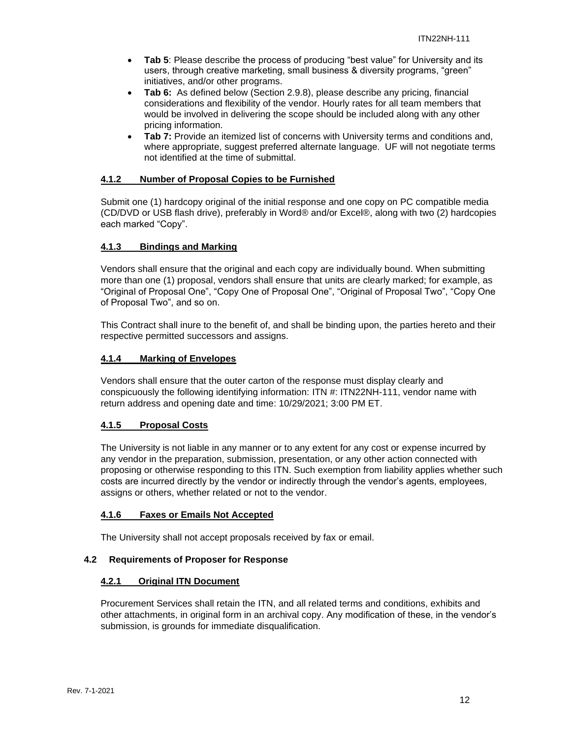- **Tab 5**: Please describe the process of producing "best value" for University and its users, through creative marketing, small business & diversity programs, "green" initiatives, and/or other programs.
- **Tab 6:** As defined below (Section 2.9.8), please describe any pricing, financial considerations and flexibility of the vendor. Hourly rates for all team members that would be involved in delivering the scope should be included along with any other pricing information.
- **Tab 7:** Provide an itemized list of concerns with University terms and conditions and, where appropriate, suggest preferred alternate language. UF will not negotiate terms not identified at the time of submittal.

#### 4.1.2 Number of Proposal Copies to be Furnished

Submit one (1) hardcopy original of the initial response and one copy on PC compatible media (CD/DVD or USB flash drive), preferably in Word® and/or Excel®, along with two (2) hardcopies each marked "Copy".

#### 4.1.3 Bindings and Marking

Vendors shall ensure that the original and each copy are individually bound. When submitting more than one (1) proposal, vendors shall ensure that units are clearly marked; for example, as "Original of Proposal One", "Copy One of Proposal One", "Original of Proposal Two", "Copy One of Proposal Two", and so on.

This Contract shall inure to the benefit of, and shall be binding upon, the parties hereto and their respective permitted successors and assigns.

#### 4.1.4 Marking of Envelopes

Vendors shall ensure that the outer carton of the response must display clearly and conspicuously the following identifying information: ITN #: ITN22NH-111, vendor name with return address and opening date and time: 10/29/2021; 3:00 PM ET.

#### 4.1.5 Proposal Costs

The University is not liable in any manner or to any extent for any cost or expense incurred by any vendor in the preparation, submission, presentation, or any other action connected with proposing or otherwise responding to this ITN. Such exemption from liability applies whether such costs are incurred directly by the vendor or indirectly through the vendor's agents, employees, assigns or others, whether related or not to the vendor.

#### 4.1.6 Faxes or Emails Not Accepted

The University shall not accept proposals received by fax or email.

### 4.2 Requirements of Proposer for Response

#### 4.2.1 Original ITN Document

Procurement Services shall retain the ITN, and all related terms and conditions, exhibits and other attachments, in original form in an archival copy. Any modification of these, in the vendor's submission, is grounds for immediate disqualification.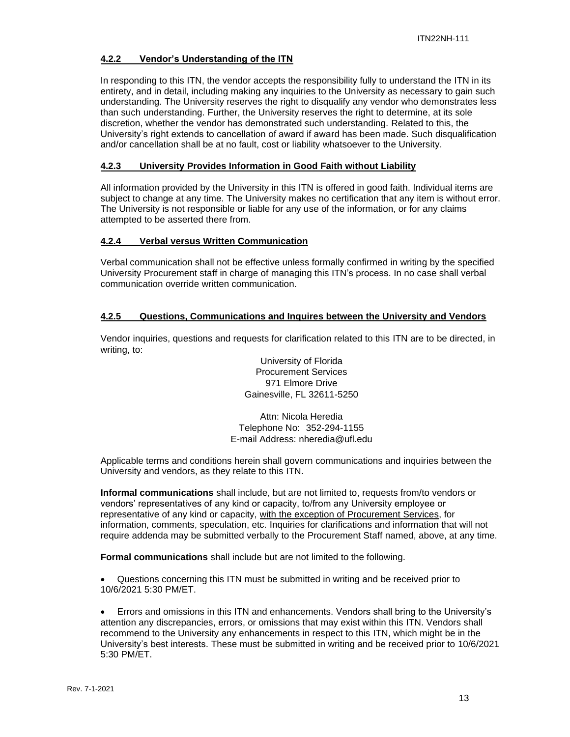#### 4.2.2 Vendor's Understanding of the ITN

In responding to this ITN, the vendor accepts the responsibility fully to understand the ITN in its entirety, and in detail, including making any inquiries to the University as necessary to gain such understanding. The University reserves the right to disqualify any vendor who demonstrates less than such understanding. Further, the University reserves the right to determine, at its sole discretion, whether the vendor has demonstrated such understanding. Related to this, the University's right extends to cancellation of award if award has been made. Such disqualification and/or cancellation shall be at no fault, cost or liability whatsoever to the University.

#### 4.2.3 University Provides Information in Good Faith without Liability

All information provided by the University in this ITN is offered in good faith. Individual items are subject to change at any time. The University makes no certification that any item is without error. The University is not responsible or liable for any use of the information, or for any claims attempted to be asserted there from.

#### 4.2.4 Verbal versus Written Communication

Verbal communication shall not be effective unless formally confirmed in writing by the specified University Procurement staff in charge of managing this ITN's process. In no case shall verbal communication override written communication.

#### 4.2.5 Questions, Communications and Inquires between the University and Vendors

Vendor inquiries, questions and requests for clarification related to this ITN are to be directed, in writing, to:

University of Florida
Procurement Services
971 Elmore Drive
Gainesville, FL 32611-5250

Attn: Nicola Heredia
Telephone No: 352-294-1155
E-mail Address: nheredia@ufl.edu

Applicable terms and conditions herein shall govern communications and inquiries between the University and vendors, as they relate to this ITN.

**Informal communications** shall include, but are not limited to, requests from/to vendors or vendors' representatives of any kind or capacity, to/from any University employee or representative of any kind or capacity, <u>with the exception of Procurement Services</u>, for information, comments, speculation, etc. Inquiries for clarifications and information that will not require addenda may be submitted verbally to the Procurement Staff named, above, at any time.

**Formal communications** shall include but are not limited to the following.

- Questions concerning this ITN must be submitted in writing and be received prior to 10/6/2021 5:30 PM/ET.

- Errors and omissions in this ITN and enhancements. Vendors shall bring to the University's attention any discrepancies, errors, or omissions that may exist within this ITN. Vendors shall recommend to the University any enhancements in respect to this ITN, which might be in the University's best interests. These must be submitted in writing and be received prior to 10/6/2021 5:30 PM/ET.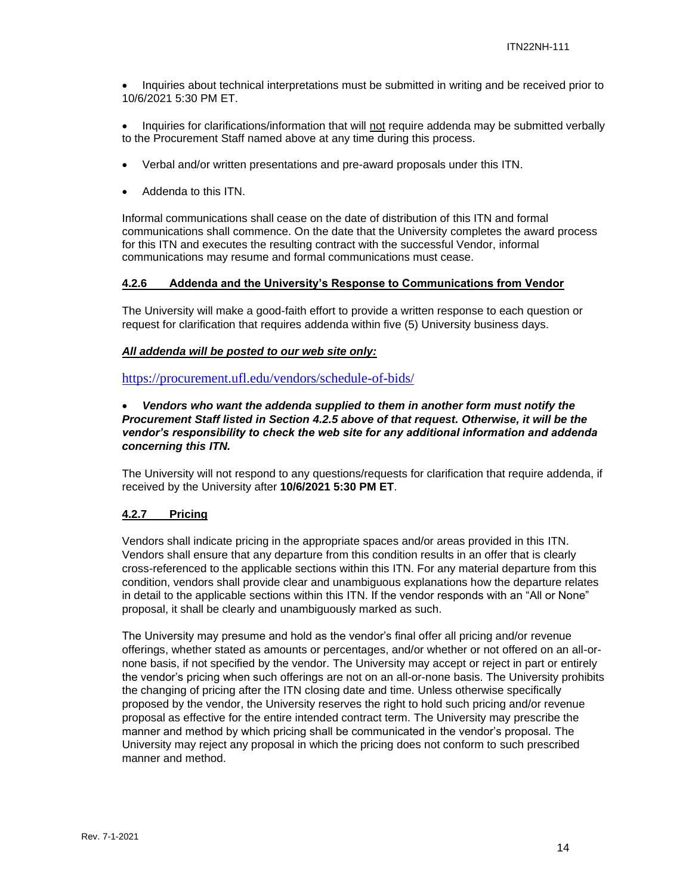- Inquiries about technical interpretations must be submitted in writing and be received prior to 10/6/2021 5:30 PM ET.
- Inquiries for clarifications/information that will not require addenda may be submitted verbally to the Procurement Staff named above at any time during this process.
- Verbal and/or written presentations and pre-award proposals under this ITN.
- Addenda to this ITN.

Informal communications shall cease on the date of distribution of this ITN and formal communications shall commence. On the date that the University completes the award process for this ITN and executes the resulting contract with the successful Vendor, informal communications may resume and formal communications must cease.

#### 4.2.6 Addenda and the University's Response to Communications from Vendor

The University will make a good-faith effort to provide a written response to each question or request for clarification that requires addenda within five (5) University business days.

***All addenda will be posted to our web site only:***

https://procurement.ufl.edu/vendors/schedule-of-bids/

- ***Vendors who want the addenda supplied to them in another form must notify the Procurement Staff listed in Section 4.2.5 above of that request. Otherwise, it will be the vendor's responsibility to check the web site for any additional information and addenda concerning this ITN.***

The University will not respond to any questions/requests for clarification that require addenda, if received by the University after **10/6/2021 5:30 PM ET**.

#### 4.2.7 Pricing

Vendors shall indicate pricing in the appropriate spaces and/or areas provided in this ITN. Vendors shall ensure that any departure from this condition results in an offer that is clearly cross-referenced to the applicable sections within this ITN. For any material departure from this condition, vendors shall provide clear and unambiguous explanations how the departure relates in detail to the applicable sections within this ITN. If the vendor responds with an "All or None" proposal, it shall be clearly and unambiguously marked as such.

The University may presume and hold as the vendor's final offer all pricing and/or revenue offerings, whether stated as amounts or percentages, and/or whether or not offered on an all-or-none basis, if not specified by the vendor. The University may accept or reject in part or entirely the vendor's pricing when such offerings are not on an all-or-none basis. The University prohibits the changing of pricing after the ITN closing date and time. Unless otherwise specifically proposed by the vendor, the University reserves the right to hold such pricing and/or revenue proposal as effective for the entire intended contract term. The University may prescribe the manner and method by which pricing shall be communicated in the vendor's proposal. The University may reject any proposal in which the pricing does not conform to such prescribed manner and method.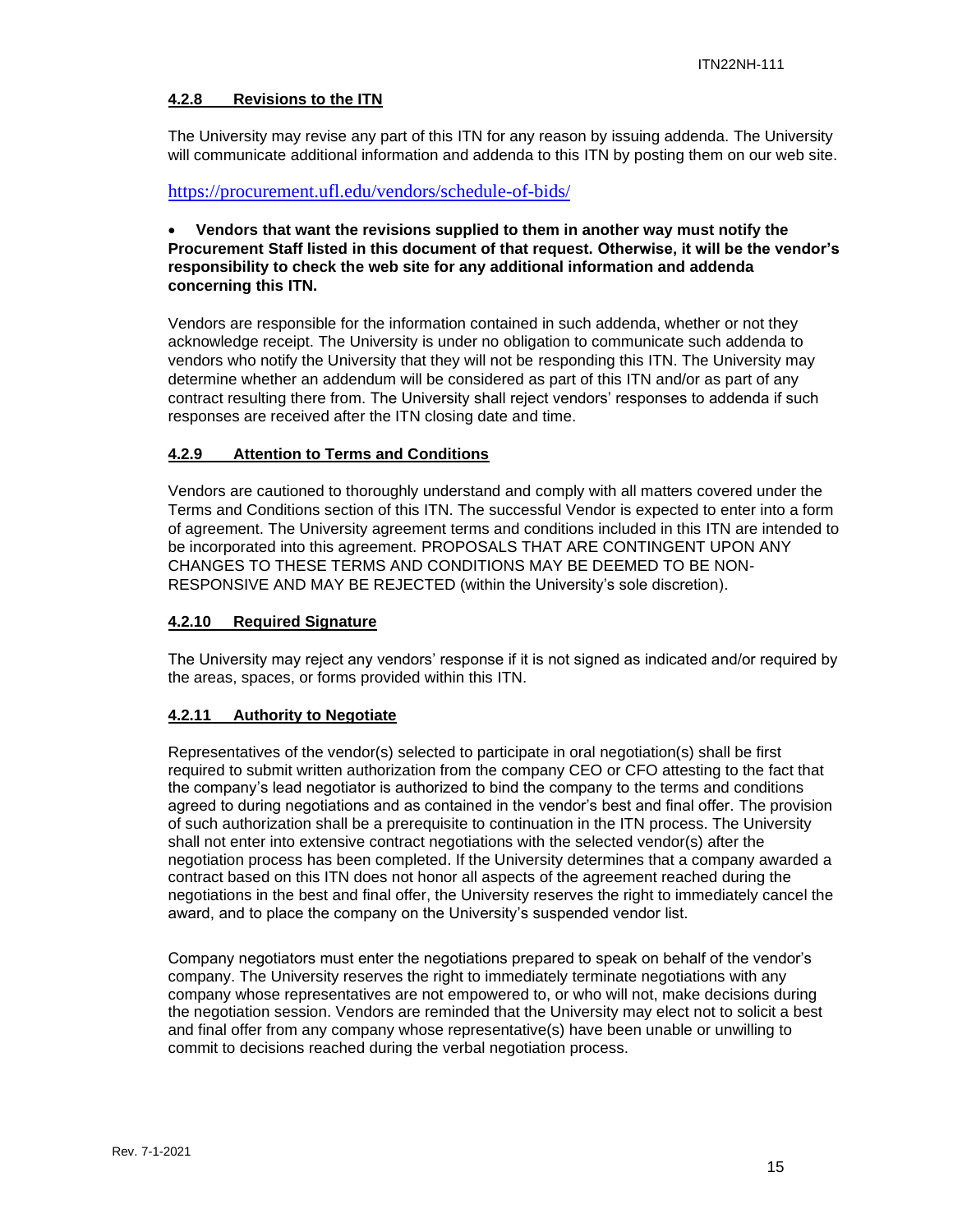#### 4.2.8 Revisions to the ITN

The University may revise any part of this ITN for any reason by issuing addenda. The University will communicate additional information and addenda to this ITN by posting them on our web site.

https://procurement.ufl.edu/vendors/schedule-of-bids/

- **Vendors that want the revisions supplied to them in another way must notify the Procurement Staff listed in this document of that request. Otherwise, it will be the vendor's responsibility to check the web site for any additional information and addenda concerning this ITN.**

Vendors are responsible for the information contained in such addenda, whether or not they acknowledge receipt. The University is under no obligation to communicate such addenda to vendors who notify the University that they will not be responding this ITN. The University may determine whether an addendum will be considered as part of this ITN and/or as part of any contract resulting there from. The University shall reject vendors' responses to addenda if such responses are received after the ITN closing date and time.

#### 4.2.9 Attention to Terms and Conditions

Vendors are cautioned to thoroughly understand and comply with all matters covered under the Terms and Conditions section of this ITN. The successful Vendor is expected to enter into a form of agreement. The University agreement terms and conditions included in this ITN are intended to be incorporated into this agreement. PROPOSALS THAT ARE CONTINGENT UPON ANY CHANGES TO THESE TERMS AND CONDITIONS MAY BE DEEMED TO BE NON-RESPONSIVE AND MAY BE REJECTED (within the University's sole discretion).

#### 4.2.10 Required Signature

The University may reject any vendors' response if it is not signed as indicated and/or required by the areas, spaces, or forms provided within this ITN.

#### 4.2.11 Authority to Negotiate

Representatives of the vendor(s) selected to participate in oral negotiation(s) shall be first required to submit written authorization from the company CEO or CFO attesting to the fact that the company's lead negotiator is authorized to bind the company to the terms and conditions agreed to during negotiations and as contained in the vendor's best and final offer. The provision of such authorization shall be a prerequisite to continuation in the ITN process. The University shall not enter into extensive contract negotiations with the selected vendor(s) after the negotiation process has been completed. If the University determines that a company awarded a contract based on this ITN does not honor all aspects of the agreement reached during the negotiations in the best and final offer, the University reserves the right to immediately cancel the award, and to place the company on the University's suspended vendor list.

Company negotiators must enter the negotiations prepared to speak on behalf of the vendor's company. The University reserves the right to immediately terminate negotiations with any company whose representatives are not empowered to, or who will not, make decisions during the negotiation session. Vendors are reminded that the University may elect not to solicit a best and final offer from any company whose representative(s) have been unable or unwilling to commit to decisions reached during the verbal negotiation process.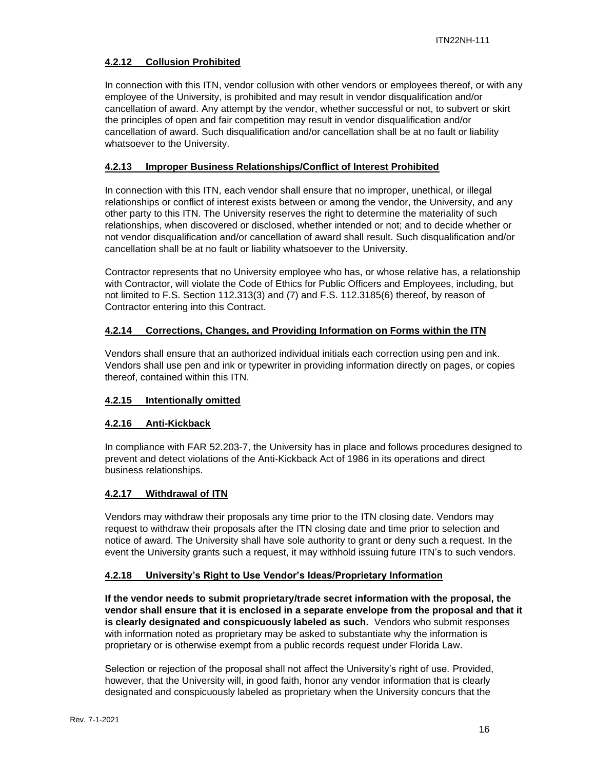#### 4.2.12 Collusion Prohibited

In connection with this ITN, vendor collusion with other vendors or employees thereof, or with any employee of the University, is prohibited and may result in vendor disqualification and/or cancellation of award. Any attempt by the vendor, whether successful or not, to subvert or skirt the principles of open and fair competition may result in vendor disqualification and/or cancellation of award. Such disqualification and/or cancellation shall be at no fault or liability whatsoever to the University.

#### 4.2.13 Improper Business Relationships/Conflict of Interest Prohibited

In connection with this ITN, each vendor shall ensure that no improper, unethical, or illegal relationships or conflict of interest exists between or among the vendor, the University, and any other party to this ITN. The University reserves the right to determine the materiality of such relationships, when discovered or disclosed, whether intended or not; and to decide whether or not vendor disqualification and/or cancellation of award shall result. Such disqualification and/or cancellation shall be at no fault or liability whatsoever to the University.

Contractor represents that no University employee who has, or whose relative has, a relationship with Contractor, will violate the Code of Ethics for Public Officers and Employees, including, but not limited to F.S. Section 112.313(3) and (7) and F.S. 112.3185(6) thereof, by reason of Contractor entering into this Contract.

#### 4.2.14 Corrections, Changes, and Providing Information on Forms within the ITN

Vendors shall ensure that an authorized individual initials each correction using pen and ink. Vendors shall use pen and ink or typewriter in providing information directly on pages, or copies thereof, contained within this ITN.

#### 4.2.15 Intentionally omitted

#### 4.2.16 Anti-Kickback

In compliance with FAR 52.203-7, the University has in place and follows procedures designed to prevent and detect violations of the Anti-Kickback Act of 1986 in its operations and direct business relationships.

#### 4.2.17 Withdrawal of ITN

Vendors may withdraw their proposals any time prior to the ITN closing date. Vendors may request to withdraw their proposals after the ITN closing date and time prior to selection and notice of award. The University shall have sole authority to grant or deny such a request. In the event the University grants such a request, it may withhold issuing future ITN's to such vendors.

#### 4.2.18 University's Right to Use Vendor's Ideas/Proprietary Information

**If the vendor needs to submit proprietary/trade secret information with the proposal, the vendor shall ensure that it is enclosed in a separate envelope from the proposal and that it is clearly designated and conspicuously labeled as such.** Vendors who submit responses with information noted as proprietary may be asked to substantiate why the information is proprietary or is otherwise exempt from a public records request under Florida Law.

Selection or rejection of the proposal shall not affect the University's right of use. Provided, however, that the University will, in good faith, honor any vendor information that is clearly designated and conspicuously labeled as proprietary when the University concurs that the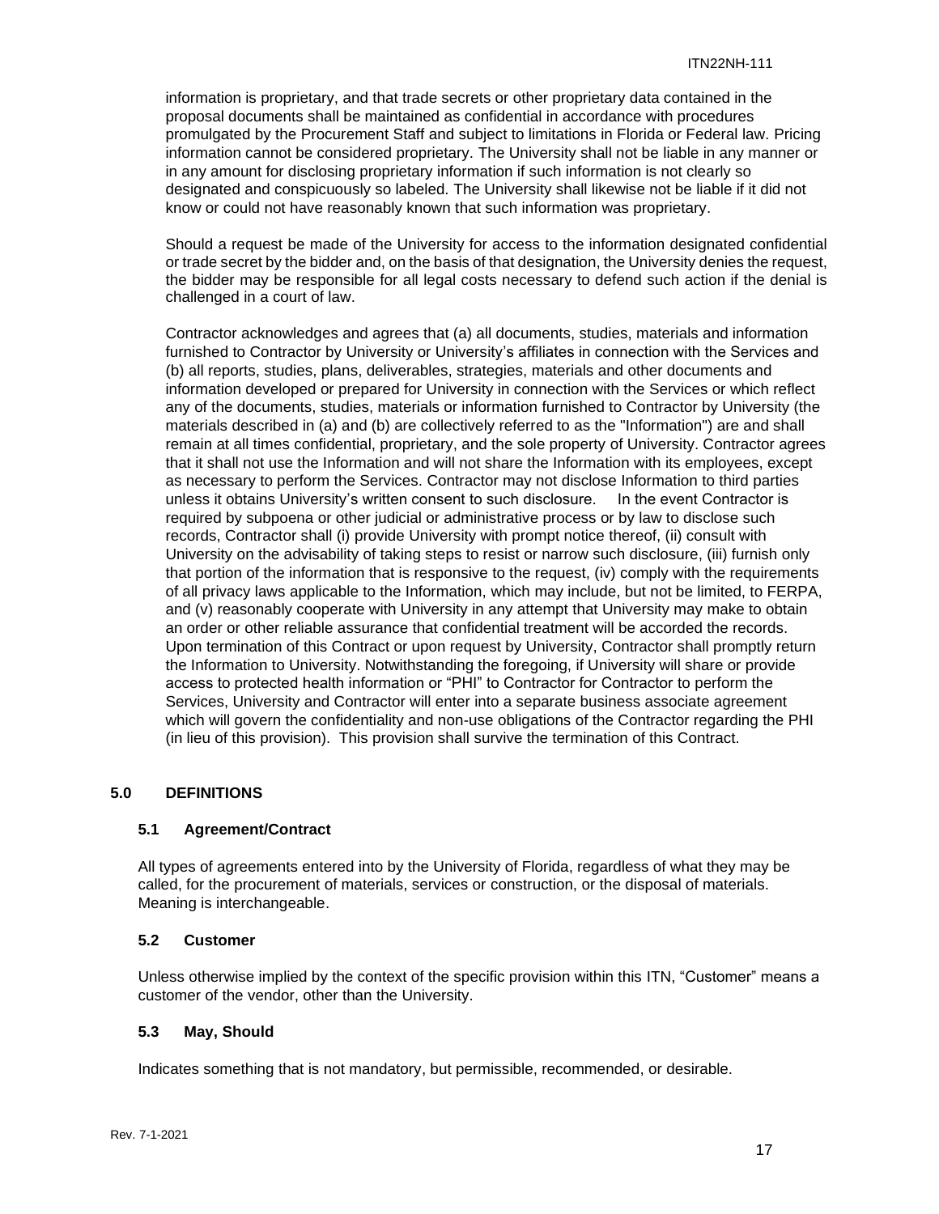information is proprietary, and that trade secrets or other proprietary data contained in the proposal documents shall be maintained as confidential in accordance with procedures promulgated by the Procurement Staff and subject to limitations in Florida or Federal law. Pricing information cannot be considered proprietary. The University shall not be liable in any manner or in any amount for disclosing proprietary information if such information is not clearly so designated and conspicuously so labeled. The University shall likewise not be liable if it did not know or could not have reasonably known that such information was proprietary.

Should a request be made of the University for access to the information designated confidential or trade secret by the bidder and, on the basis of that designation, the University denies the request, the bidder may be responsible for all legal costs necessary to defend such action if the denial is challenged in a court of law.

Contractor acknowledges and agrees that (a) all documents, studies, materials and information furnished to Contractor by University or University's affiliates in connection with the Services and (b) all reports, studies, plans, deliverables, strategies, materials and other documents and information developed or prepared for University in connection with the Services or which reflect any of the documents, studies, materials or information furnished to Contractor by University (the materials described in (a) and (b) are collectively referred to as the "Information") are and shall remain at all times confidential, proprietary, and the sole property of University. Contractor agrees that it shall not use the Information and will not share the Information with its employees, except as necessary to perform the Services. Contractor may not disclose Information to third parties unless it obtains University's written consent to such disclosure. In the event Contractor is required by subpoena or other judicial or administrative process or by law to disclose such records, Contractor shall (i) provide University with prompt notice thereof, (ii) consult with University on the advisability of taking steps to resist or narrow such disclosure, (iii) furnish only that portion of the information that is responsive to the request, (iv) comply with the requirements of all privacy laws applicable to the Information, which may include, but not be limited, to FERPA, and (v) reasonably cooperate with University in any attempt that University may make to obtain an order or other reliable assurance that confidential treatment will be accorded the records. Upon termination of this Contract or upon request by University, Contractor shall promptly return the Information to University. Notwithstanding the foregoing, if University will share or provide access to protected health information or "PHI" to Contractor for Contractor to perform the Services, University and Contractor will enter into a separate business associate agreement which will govern the confidentiality and non-use obligations of the Contractor regarding the PHI (in lieu of this provision). This provision shall survive the termination of this Contract.

## 5.0 DEFINITIONS

### 5.1 Agreement/Contract

All types of agreements entered into by the University of Florida, regardless of what they may be called, for the procurement of materials, services or construction, or the disposal of materials. Meaning is interchangeable.

### 5.2 Customer

Unless otherwise implied by the context of the specific provision within this ITN, "Customer" means a customer of the vendor, other than the University.

### 5.3 May, Should

Indicates something that is not mandatory, but permissible, recommended, or desirable.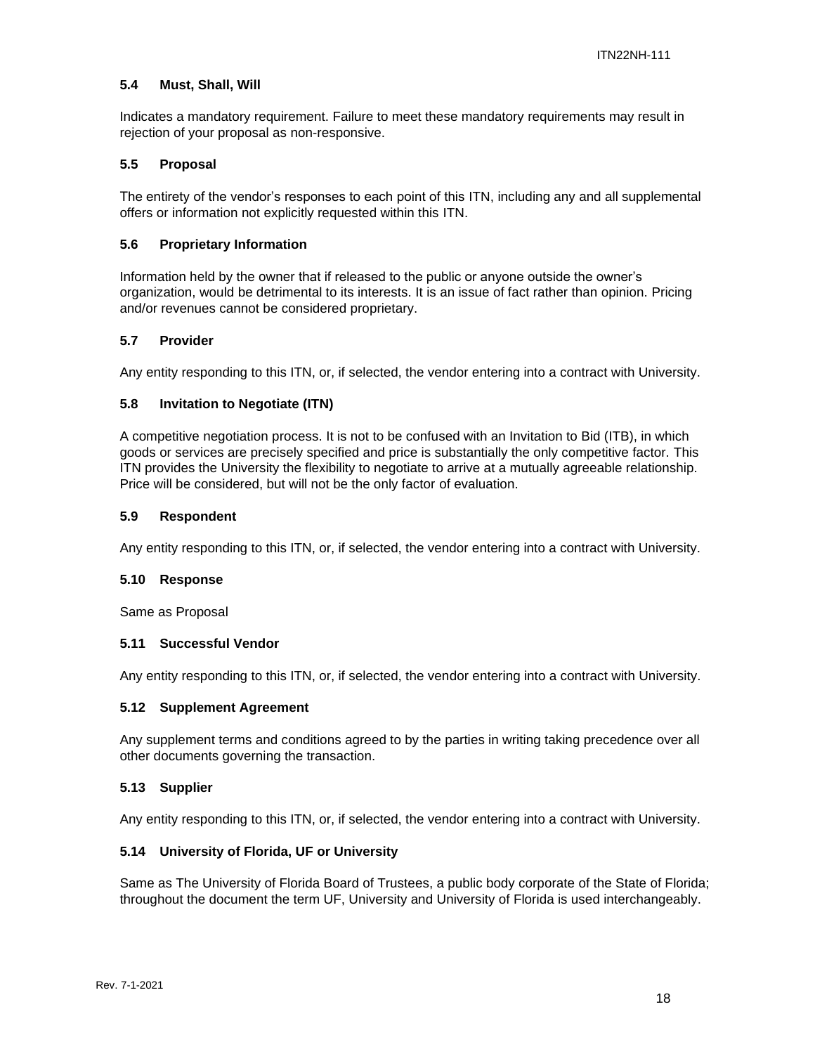### 5.4 Must, Shall, Will

Indicates a mandatory requirement. Failure to meet these mandatory requirements may result in rejection of your proposal as non-responsive.

### 5.5 Proposal

The entirety of the vendor's responses to each point of this ITN, including any and all supplemental offers or information not explicitly requested within this ITN.

### 5.6 Proprietary Information

Information held by the owner that if released to the public or anyone outside the owner's organization, would be detrimental to its interests. It is an issue of fact rather than opinion. Pricing and/or revenues cannot be considered proprietary.

### 5.7 Provider

Any entity responding to this ITN, or, if selected, the vendor entering into a contract with University.

### 5.8 Invitation to Negotiate (ITN)

A competitive negotiation process. It is not to be confused with an Invitation to Bid (ITB), in which goods or services are precisely specified and price is substantially the only competitive factor. This ITN provides the University the flexibility to negotiate to arrive at a mutually agreeable relationship. Price will be considered, but will not be the only factor of evaluation.

### 5.9 Respondent

Any entity responding to this ITN, or, if selected, the vendor entering into a contract with University.

### 5.10 Response

Same as Proposal

### 5.11 Successful Vendor

Any entity responding to this ITN, or, if selected, the vendor entering into a contract with University.

### 5.12 Supplement Agreement

Any supplement terms and conditions agreed to by the parties in writing taking precedence over all other documents governing the transaction.

### 5.13 Supplier

Any entity responding to this ITN, or, if selected, the vendor entering into a contract with University.

### 5.14 University of Florida, UF or University

Same as The University of Florida Board of Trustees, a public body corporate of the State of Florida; throughout the document the term UF, University and University of Florida is used interchangeably.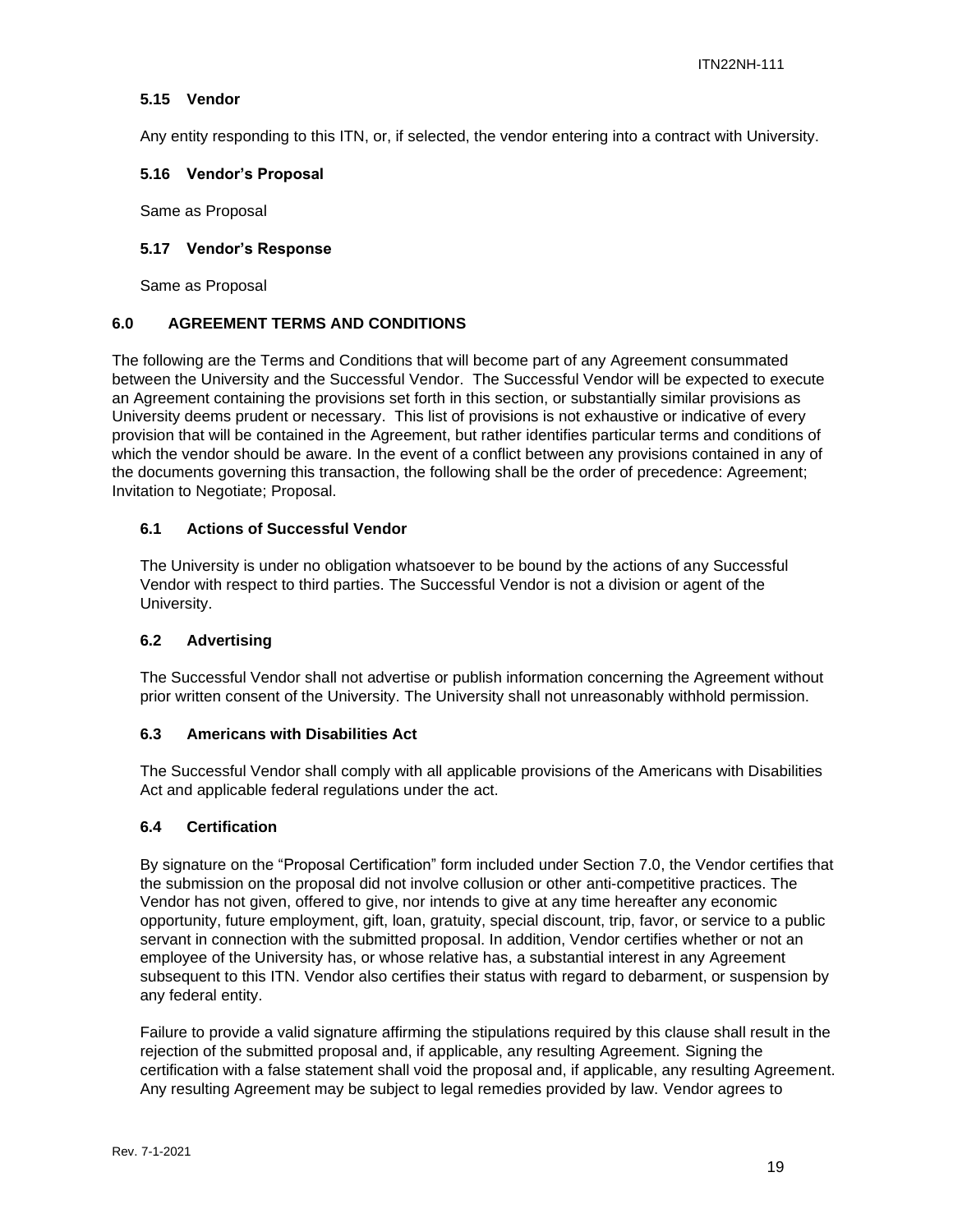### 5.15 Vendor

Any entity responding to this ITN, or, if selected, the vendor entering into a contract with University.

### 5.16 Vendor's Proposal

Same as Proposal

### 5.17 Vendor's Response

Same as Proposal

## 6.0 AGREEMENT TERMS AND CONDITIONS

The following are the Terms and Conditions that will become part of any Agreement consummated between the University and the Successful Vendor. The Successful Vendor will be expected to execute an Agreement containing the provisions set forth in this section, or substantially similar provisions as University deems prudent or necessary. This list of provisions is not exhaustive or indicative of every provision that will be contained in the Agreement, but rather identifies particular terms and conditions of which the vendor should be aware. In the event of a conflict between any provisions contained in any of the documents governing this transaction, the following shall be the order of precedence: Agreement; Invitation to Negotiate; Proposal.

### 6.1 Actions of Successful Vendor

The University is under no obligation whatsoever to be bound by the actions of any Successful Vendor with respect to third parties. The Successful Vendor is not a division or agent of the University.

### 6.2 Advertising

The Successful Vendor shall not advertise or publish information concerning the Agreement without prior written consent of the University. The University shall not unreasonably withhold permission.

### 6.3 Americans with Disabilities Act

The Successful Vendor shall comply with all applicable provisions of the Americans with Disabilities Act and applicable federal regulations under the act.

### 6.4 Certification

By signature on the "Proposal Certification" form included under Section 7.0, the Vendor certifies that the submission on the proposal did not involve collusion or other anti-competitive practices. The Vendor has not given, offered to give, nor intends to give at any time hereafter any economic opportunity, future employment, gift, loan, gratuity, special discount, trip, favor, or service to a public servant in connection with the submitted proposal. In addition, Vendor certifies whether or not an employee of the University has, or whose relative has, a substantial interest in any Agreement subsequent to this ITN. Vendor also certifies their status with regard to debarment, or suspension by any federal entity.

Failure to provide a valid signature affirming the stipulations required by this clause shall result in the rejection of the submitted proposal and, if applicable, any resulting Agreement. Signing the certification with a false statement shall void the proposal and, if applicable, any resulting Agreement. Any resulting Agreement may be subject to legal remedies provided by law. Vendor agrees to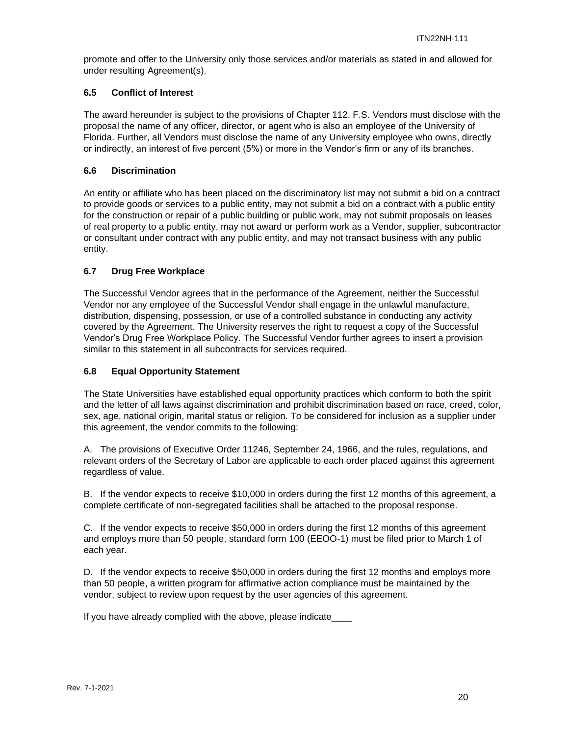promote and offer to the University only those services and/or materials as stated in and allowed for under resulting Agreement(s).

### 6.5 Conflict of Interest

The award hereunder is subject to the provisions of Chapter 112, F.S. Vendors must disclose with the proposal the name of any officer, director, or agent who is also an employee of the University of Florida. Further, all Vendors must disclose the name of any University employee who owns, directly or indirectly, an interest of five percent (5%) or more in the Vendor's firm or any of its branches.

### 6.6 Discrimination

An entity or affiliate who has been placed on the discriminatory list may not submit a bid on a contract to provide goods or services to a public entity, may not submit a bid on a contract with a public entity for the construction or repair of a public building or public work, may not submit proposals on leases of real property to a public entity, may not award or perform work as a Vendor, supplier, subcontractor or consultant under contract with any public entity, and may not transact business with any public entity.

### 6.7 Drug Free Workplace

The Successful Vendor agrees that in the performance of the Agreement, neither the Successful Vendor nor any employee of the Successful Vendor shall engage in the unlawful manufacture, distribution, dispensing, possession, or use of a controlled substance in conducting any activity covered by the Agreement. The University reserves the right to request a copy of the Successful Vendor's Drug Free Workplace Policy. The Successful Vendor further agrees to insert a provision similar to this statement in all subcontracts for services required.

### 6.8 Equal Opportunity Statement

The State Universities have established equal opportunity practices which conform to both the spirit and the letter of all laws against discrimination and prohibit discrimination based on race, creed, color, sex, age, national origin, marital status or religion. To be considered for inclusion as a supplier under this agreement, the vendor commits to the following:

A. The provisions of Executive Order 11246, September 24, 1966, and the rules, regulations, and relevant orders of the Secretary of Labor are applicable to each order placed against this agreement regardless of value.

B. If the vendor expects to receive $10,000 in orders during the first 12 months of this agreement, a complete certificate of non-segregated facilities shall be attached to the proposal response.

C. If the vendor expects to receive $50,000 in orders during the first 12 months of this agreement and employs more than 50 people, standard form 100 (EEOO-1) must be filed prior to March 1 of each year.

D. If the vendor expects to receive $50,000 in orders during the first 12 months and employs more than 50 people, a written program for affirmative action compliance must be maintained by the vendor, subject to review upon request by the user agencies of this agreement.

If you have already complied with the above, please indicate____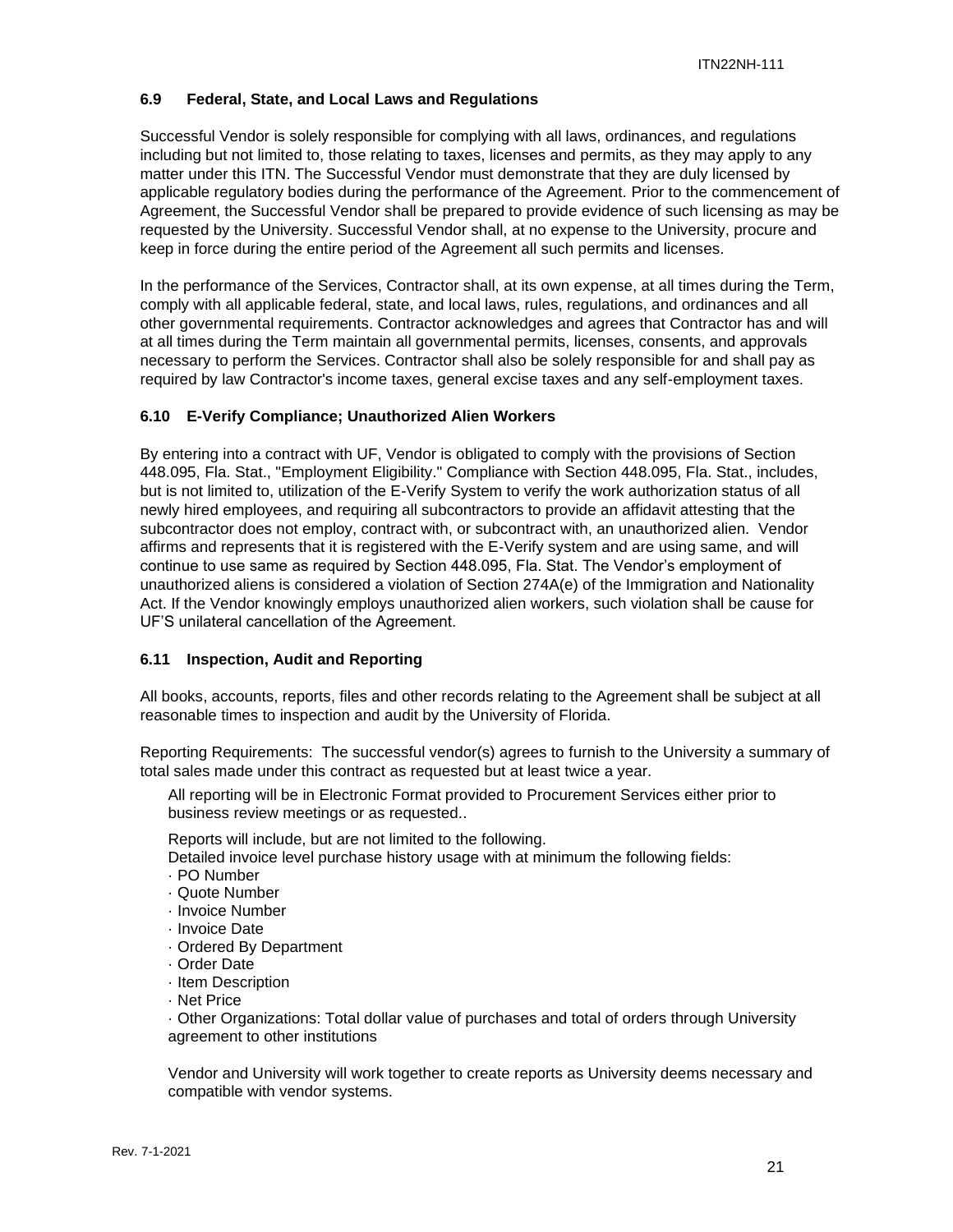### 6.9 Federal, State, and Local Laws and Regulations

Successful Vendor is solely responsible for complying with all laws, ordinances, and regulations including but not limited to, those relating to taxes, licenses and permits, as they may apply to any matter under this ITN. The Successful Vendor must demonstrate that they are duly licensed by applicable regulatory bodies during the performance of the Agreement. Prior to the commencement of Agreement, the Successful Vendor shall be prepared to provide evidence of such licensing as may be requested by the University. Successful Vendor shall, at no expense to the University, procure and keep in force during the entire period of the Agreement all such permits and licenses.

In the performance of the Services, Contractor shall, at its own expense, at all times during the Term, comply with all applicable federal, state, and local laws, rules, regulations, and ordinances and all other governmental requirements. Contractor acknowledges and agrees that Contractor has and will at all times during the Term maintain all governmental permits, licenses, consents, and approvals necessary to perform the Services. Contractor shall also be solely responsible for and shall pay as required by law Contractor's income taxes, general excise taxes and any self-employment taxes.

### 6.10 E-Verify Compliance; Unauthorized Alien Workers

By entering into a contract with UF, Vendor is obligated to comply with the provisions of Section 448.095, Fla. Stat., "Employment Eligibility." Compliance with Section 448.095, Fla. Stat., includes, but is not limited to, utilization of the E-Verify System to verify the work authorization status of all newly hired employees, and requiring all subcontractors to provide an affidavit attesting that the subcontractor does not employ, contract with, or subcontract with, an unauthorized alien. Vendor affirms and represents that it is registered with the E-Verify system and are using same, and will continue to use same as required by Section 448.095, Fla. Stat. The Vendor's employment of unauthorized aliens is considered a violation of Section 274A(e) of the Immigration and Nationality Act. If the Vendor knowingly employs unauthorized alien workers, such violation shall be cause for UF'S unilateral cancellation of the Agreement.

### 6.11 Inspection, Audit and Reporting

All books, accounts, reports, files and other records relating to the Agreement shall be subject at all reasonable times to inspection and audit by the University of Florida.

Reporting Requirements: The successful vendor(s) agrees to furnish to the University a summary of total sales made under this contract as requested but at least twice a year.

All reporting will be in Electronic Format provided to Procurement Services either prior to business review meetings or as requested..

Reports will include, but are not limited to the following.
Detailed invoice level purchase history usage with at minimum the following fields:

- PO Number
- Quote Number
- Invoice Number
- Invoice Date
- Ordered By Department
- Order Date
- Item Description
- Net Price
- Other Organizations: Total dollar value of purchases and total of orders through University agreement to other institutions

Vendor and University will work together to create reports as University deems necessary and compatible with vendor systems.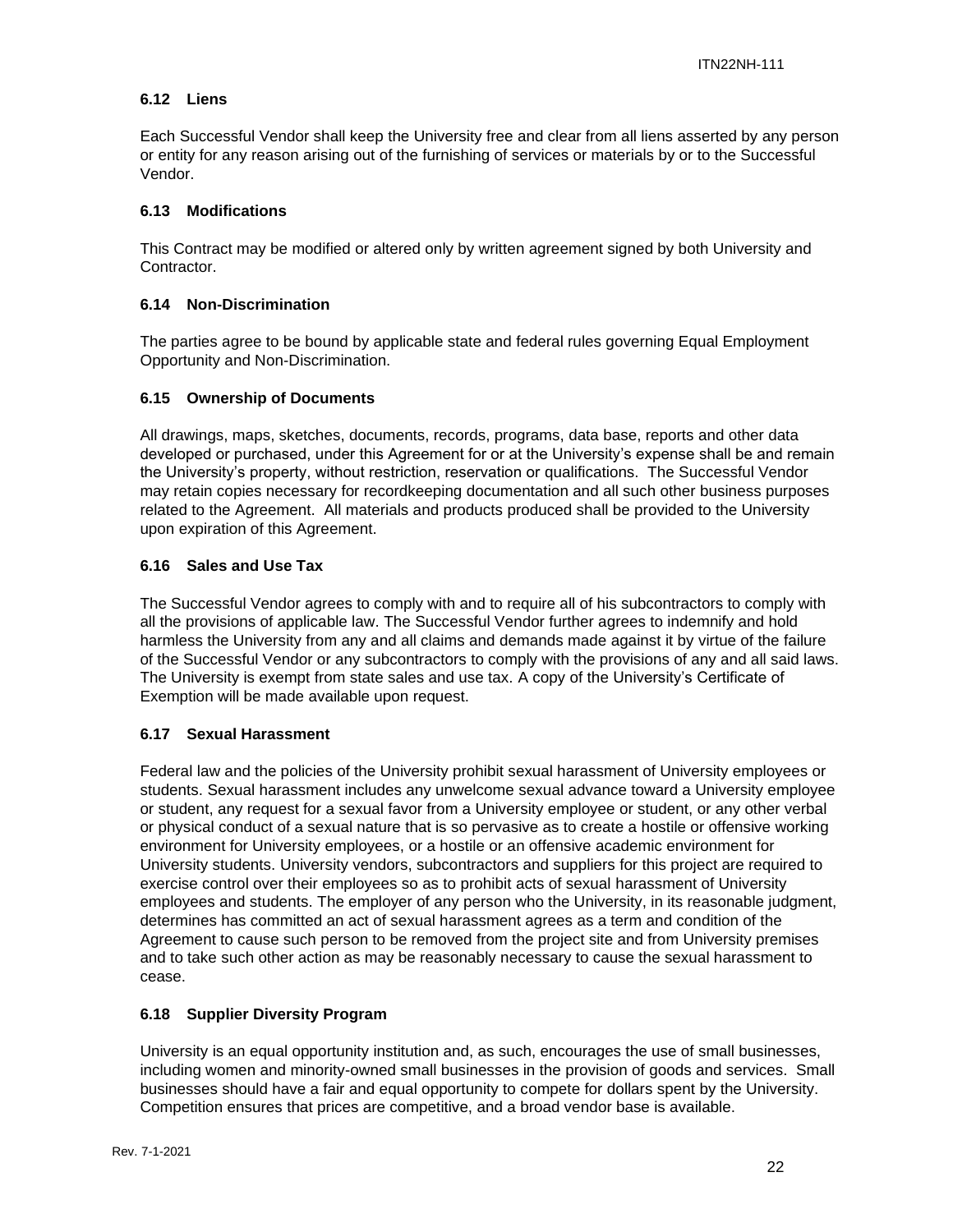### 6.12 Liens

Each Successful Vendor shall keep the University free and clear from all liens asserted by any person or entity for any reason arising out of the furnishing of services or materials by or to the Successful Vendor.

### 6.13 Modifications

This Contract may be modified or altered only by written agreement signed by both University and Contractor.

### 6.14 Non-Discrimination

The parties agree to be bound by applicable state and federal rules governing Equal Employment Opportunity and Non-Discrimination.

### 6.15 Ownership of Documents

All drawings, maps, sketches, documents, records, programs, data base, reports and other data developed or purchased, under this Agreement for or at the University's expense shall be and remain the University's property, without restriction, reservation or qualifications. The Successful Vendor may retain copies necessary for recordkeeping documentation and all such other business purposes related to the Agreement. All materials and products produced shall be provided to the University upon expiration of this Agreement.

### 6.16 Sales and Use Tax

The Successful Vendor agrees to comply with and to require all of his subcontractors to comply with all the provisions of applicable law. The Successful Vendor further agrees to indemnify and hold harmless the University from any and all claims and demands made against it by virtue of the failure of the Successful Vendor or any subcontractors to comply with the provisions of any and all said laws. The University is exempt from state sales and use tax. A copy of the University's Certificate of Exemption will be made available upon request.

### 6.17 Sexual Harassment

Federal law and the policies of the University prohibit sexual harassment of University employees or students. Sexual harassment includes any unwelcome sexual advance toward a University employee or student, any request for a sexual favor from a University employee or student, or any other verbal or physical conduct of a sexual nature that is so pervasive as to create a hostile or offensive working environment for University employees, or a hostile or an offensive academic environment for University students. University vendors, subcontractors and suppliers for this project are required to exercise control over their employees so as to prohibit acts of sexual harassment of University employees and students. The employer of any person who the University, in its reasonable judgment, determines has committed an act of sexual harassment agrees as a term and condition of the Agreement to cause such person to be removed from the project site and from University premises and to take such other action as may be reasonably necessary to cause the sexual harassment to cease.

### 6.18 Supplier Diversity Program

University is an equal opportunity institution and, as such, encourages the use of small businesses, including women and minority-owned small businesses in the provision of goods and services. Small businesses should have a fair and equal opportunity to compete for dollars spent by the University. Competition ensures that prices are competitive, and a broad vendor base is available.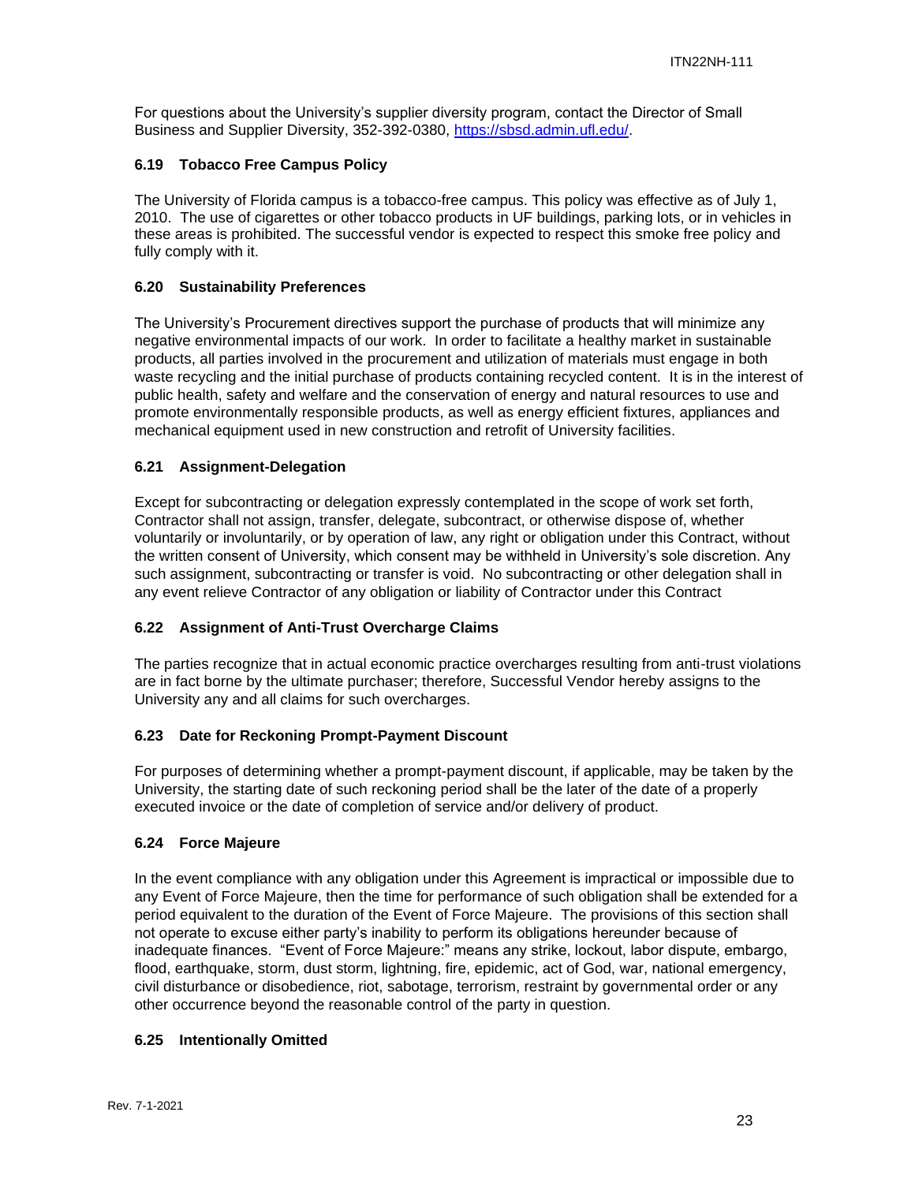For questions about the University's supplier diversity program, contact the Director of Small Business and Supplier Diversity, 352-392-0380, https://sbsd.admin.ufl.edu/.

### 6.19 Tobacco Free Campus Policy

The University of Florida campus is a tobacco-free campus. This policy was effective as of July 1, 2010. The use of cigarettes or other tobacco products in UF buildings, parking lots, or in vehicles in these areas is prohibited. The successful vendor is expected to respect this smoke free policy and fully comply with it.

### 6.20 Sustainability Preferences

The University's Procurement directives support the purchase of products that will minimize any negative environmental impacts of our work. In order to facilitate a healthy market in sustainable products, all parties involved in the procurement and utilization of materials must engage in both waste recycling and the initial purchase of products containing recycled content. It is in the interest of public health, safety and welfare and the conservation of energy and natural resources to use and promote environmentally responsible products, as well as energy efficient fixtures, appliances and mechanical equipment used in new construction and retrofit of University facilities.

### 6.21 Assignment-Delegation

Except for subcontracting or delegation expressly contemplated in the scope of work set forth, Contractor shall not assign, transfer, delegate, subcontract, or otherwise dispose of, whether voluntarily or involuntarily, or by operation of law, any right or obligation under this Contract, without the written consent of University, which consent may be withheld in University's sole discretion. Any such assignment, subcontracting or transfer is void. No subcontracting or other delegation shall in any event relieve Contractor of any obligation or liability of Contractor under this Contract

### 6.22 Assignment of Anti-Trust Overcharge Claims

The parties recognize that in actual economic practice overcharges resulting from anti-trust violations are in fact borne by the ultimate purchaser; therefore, Successful Vendor hereby assigns to the University any and all claims for such overcharges.

### 6.23 Date for Reckoning Prompt-Payment Discount

For purposes of determining whether a prompt-payment discount, if applicable, may be taken by the University, the starting date of such reckoning period shall be the later of the date of a properly executed invoice or the date of completion of service and/or delivery of product.

### 6.24 Force Majeure

In the event compliance with any obligation under this Agreement is impractical or impossible due to any Event of Force Majeure, then the time for performance of such obligation shall be extended for a period equivalent to the duration of the Event of Force Majeure. The provisions of this section shall not operate to excuse either party's inability to perform its obligations hereunder because of inadequate finances. "Event of Force Majeure:" means any strike, lockout, labor dispute, embargo, flood, earthquake, storm, dust storm, lightning, fire, epidemic, act of God, war, national emergency, civil disturbance or disobedience, riot, sabotage, terrorism, restraint by governmental order or any other occurrence beyond the reasonable control of the party in question.

### 6.25 Intentionally Omitted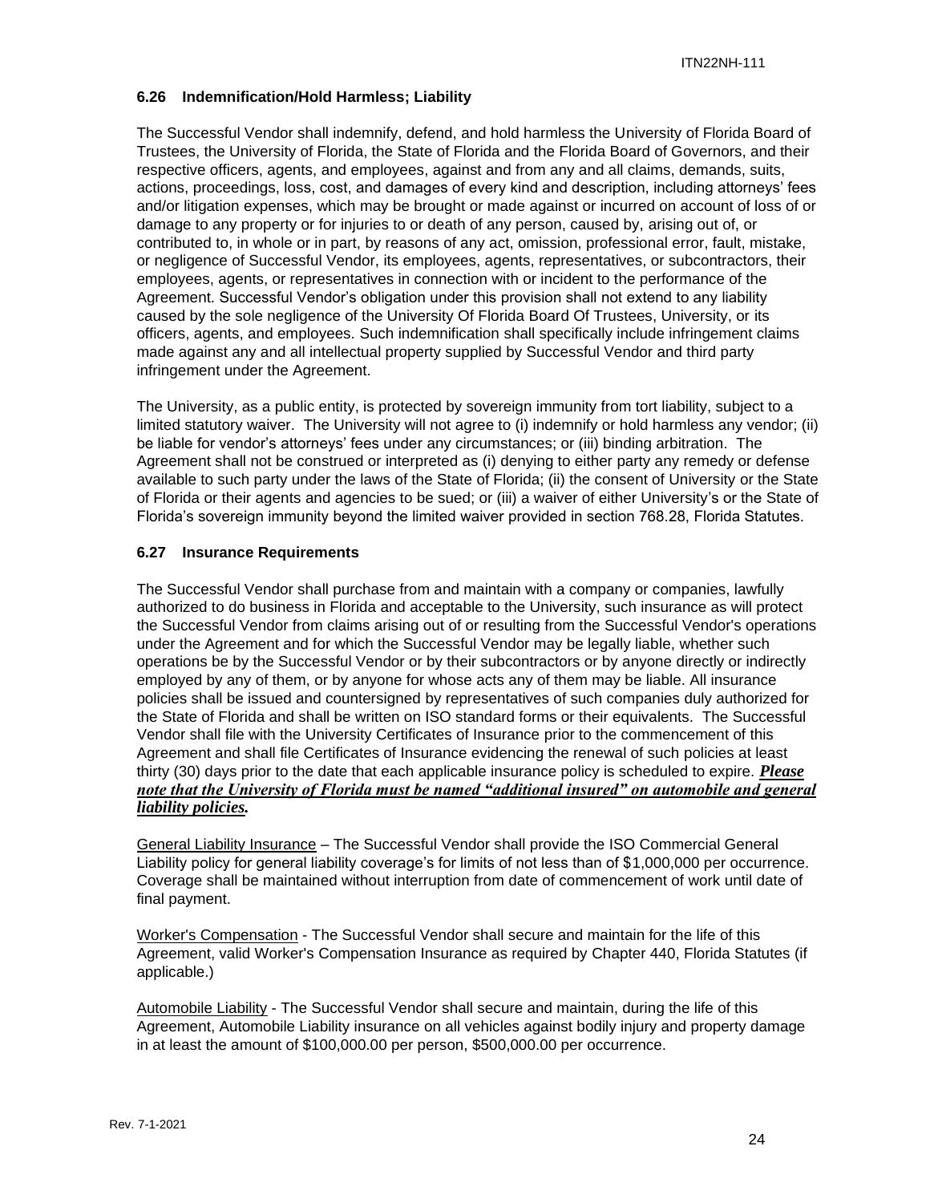### 6.26 Indemnification/Hold Harmless; Liability

The Successful Vendor shall indemnify, defend, and hold harmless the University of Florida Board of Trustees, the University of Florida, the State of Florida and the Florida Board of Governors, and their respective officers, agents, and employees, against and from any and all claims, demands, suits, actions, proceedings, loss, cost, and damages of every kind and description, including attorneys' fees and/or litigation expenses, which may be brought or made against or incurred on account of loss of or damage to any property or for injuries to or death of any person, caused by, arising out of, or contributed to, in whole or in part, by reasons of any act, omission, professional error, fault, mistake, or negligence of Successful Vendor, its employees, agents, representatives, or subcontractors, their employees, agents, or representatives in connection with or incident to the performance of the Agreement. Successful Vendor's obligation under this provision shall not extend to any liability caused by the sole negligence of the University Of Florida Board Of Trustees, University, or its officers, agents, and employees. Such indemnification shall specifically include infringement claims made against any and all intellectual property supplied by Successful Vendor and third party infringement under the Agreement.

The University, as a public entity, is protected by sovereign immunity from tort liability, subject to a limited statutory waiver. The University will not agree to (i) indemnify or hold harmless any vendor; (ii) be liable for vendor's attorneys' fees under any circumstances; or (iii) binding arbitration. The Agreement shall not be construed or interpreted as (i) denying to either party any remedy or defense available to such party under the laws of the State of Florida; (ii) the consent of University or the State of Florida or their agents and agencies to be sued; or (iii) a waiver of either University's or the State of Florida's sovereign immunity beyond the limited waiver provided in section 768.28, Florida Statutes.

### 6.27 Insurance Requirements

The Successful Vendor shall purchase from and maintain with a company or companies, lawfully authorized to do business in Florida and acceptable to the University, such insurance as will protect the Successful Vendor from claims arising out of or resulting from the Successful Vendor's operations under the Agreement and for which the Successful Vendor may be legally liable, whether such operations be by the Successful Vendor or by their subcontractors or by anyone directly or indirectly employed by any of them, or by anyone for whose acts any of them may be liable. All insurance policies shall be issued and countersigned by representatives of such companies duly authorized for the State of Florida and shall be written on ISO standard forms or their equivalents. The Successful Vendor shall file with the University Certificates of Insurance prior to the commencement of this Agreement and shall file Certificates of Insurance evidencing the renewal of such policies at least thirty (30) days prior to the date that each applicable insurance policy is scheduled to expire. ***Please note that the University of Florida must be named "additional insured" on automobile and general liability policies.***

General Liability Insurance – The Successful Vendor shall provide the ISO Commercial General Liability policy for general liability coverage's for limits of not less than of $1,000,000 per occurrence. Coverage shall be maintained without interruption from date of commencement of work until date of final payment.

Worker's Compensation - The Successful Vendor shall secure and maintain for the life of this Agreement, valid Worker's Compensation Insurance as required by Chapter 440, Florida Statutes (if applicable.)

Automobile Liability - The Successful Vendor shall secure and maintain, during the life of this Agreement, Automobile Liability insurance on all vehicles against bodily injury and property damage in at least the amount of $100,000.00 per person, $500,000.00 per occurrence.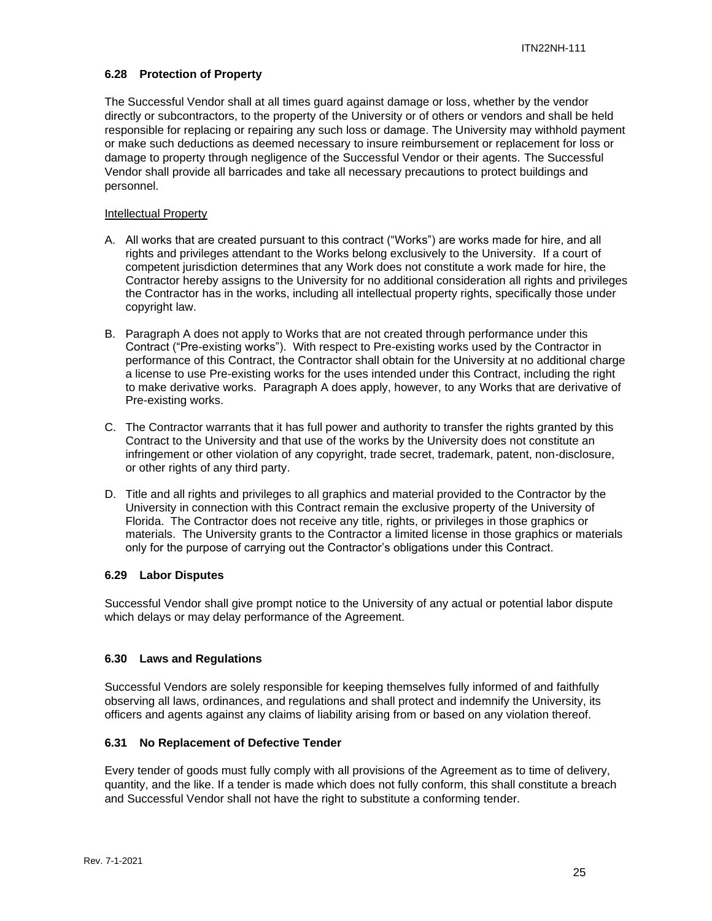### 6.28 Protection of Property

The Successful Vendor shall at all times guard against damage or loss, whether by the vendor directly or subcontractors, to the property of the University or of others or vendors and shall be held responsible for replacing or repairing any such loss or damage. The University may withhold payment or make such deductions as deemed necessary to insure reimbursement or replacement for loss or damage to property through negligence of the Successful Vendor or their agents. The Successful Vendor shall provide all barricades and take all necessary precautions to protect buildings and personnel.

Intellectual Property

A. All works that are created pursuant to this contract ("Works") are works made for hire, and all rights and privileges attendant to the Works belong exclusively to the University. If a court of competent jurisdiction determines that any Work does not constitute a work made for hire, the Contractor hereby assigns to the University for no additional consideration all rights and privileges the Contractor has in the works, including all intellectual property rights, specifically those under copyright law.

B. Paragraph A does not apply to Works that are not created through performance under this Contract ("Pre-existing works"). With respect to Pre-existing works used by the Contractor in performance of this Contract, the Contractor shall obtain for the University at no additional charge a license to use Pre-existing works for the uses intended under this Contract, including the right to make derivative works. Paragraph A does apply, however, to any Works that are derivative of Pre-existing works.

C. The Contractor warrants that it has full power and authority to transfer the rights granted by this Contract to the University and that use of the works by the University does not constitute an infringement or other violation of any copyright, trade secret, trademark, patent, non-disclosure, or other rights of any third party.

D. Title and all rights and privileges to all graphics and material provided to the Contractor by the University in connection with this Contract remain the exclusive property of the University of Florida. The Contractor does not receive any title, rights, or privileges in those graphics or materials. The University grants to the Contractor a limited license in those graphics or materials only for the purpose of carrying out the Contractor's obligations under this Contract.

### 6.29 Labor Disputes

Successful Vendor shall give prompt notice to the University of any actual or potential labor dispute which delays or may delay performance of the Agreement.

### 6.30 Laws and Regulations

Successful Vendors are solely responsible for keeping themselves fully informed of and faithfully observing all laws, ordinances, and regulations and shall protect and indemnify the University, its officers and agents against any claims of liability arising from or based on any violation thereof.

### 6.31 No Replacement of Defective Tender

Every tender of goods must fully comply with all provisions of the Agreement as to time of delivery, quantity, and the like. If a tender is made which does not fully conform, this shall constitute a breach and Successful Vendor shall not have the right to substitute a conforming tender.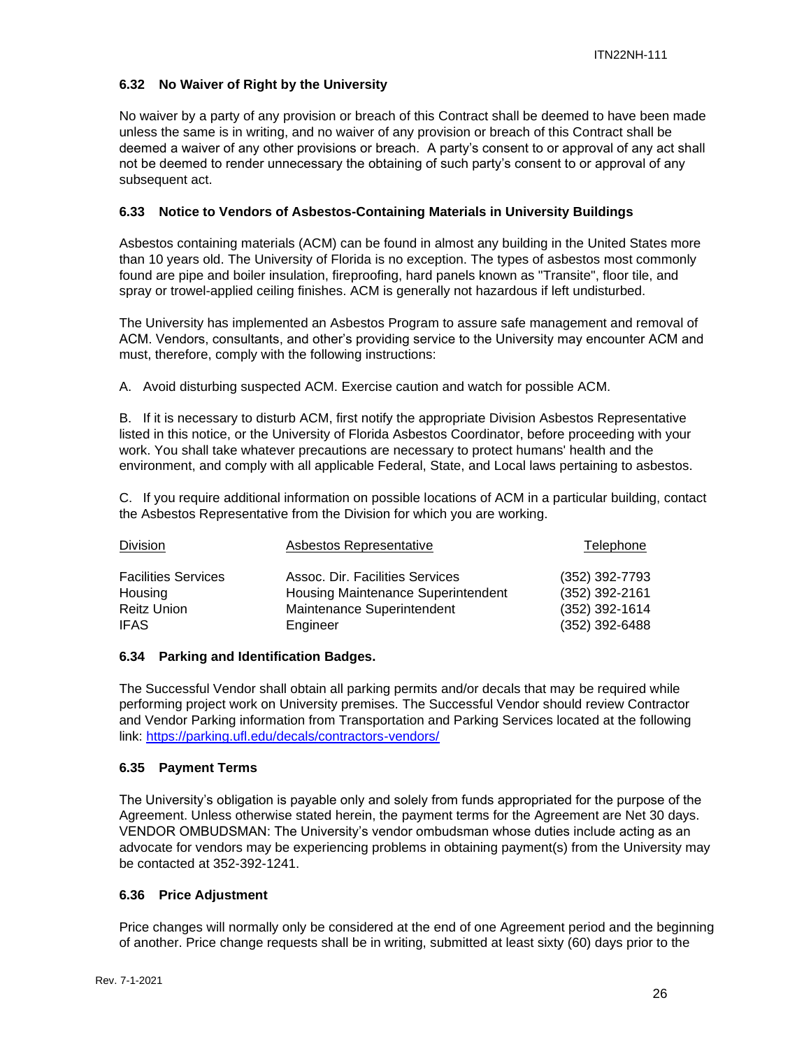### 6.32 No Waiver of Right by the University

No waiver by a party of any provision or breach of this Contract shall be deemed to have been made unless the same is in writing, and no waiver of any provision or breach of this Contract shall be deemed a waiver of any other provisions or breach. A party's consent to or approval of any act shall not be deemed to render unnecessary the obtaining of such party's consent to or approval of any subsequent act.

### 6.33 Notice to Vendors of Asbestos-Containing Materials in University Buildings

Asbestos containing materials (ACM) can be found in almost any building in the United States more than 10 years old. The University of Florida is no exception. The types of asbestos most commonly found are pipe and boiler insulation, fireproofing, hard panels known as "Transite", floor tile, and spray or trowel-applied ceiling finishes. ACM is generally not hazardous if left undisturbed.

The University has implemented an Asbestos Program to assure safe management and removal of ACM. Vendors, consultants, and other's providing service to the University may encounter ACM and must, therefore, comply with the following instructions:

A. Avoid disturbing suspected ACM. Exercise caution and watch for possible ACM.

B. If it is necessary to disturb ACM, first notify the appropriate Division Asbestos Representative listed in this notice, or the University of Florida Asbestos Coordinator, before proceeding with your work. You shall take whatever precautions are necessary to protect humans' health and the environment, and comply with all applicable Federal, State, and Local laws pertaining to asbestos.

C. If you require additional information on possible locations of ACM in a particular building, contact the Asbestos Representative from the Division for which you are working.

| Division | Asbestos Representative | Telephone |
|---|---|---|
| Facilities Services | Assoc. Dir. Facilities Services | (352) 392-7793 |
| Housing | Housing Maintenance Superintendent | (352) 392-2161 |
| Reitz Union | Maintenance Superintendent | (352) 392-1614 |
| IFAS | Engineer | (352) 392-6488 |

### 6.34 Parking and Identification Badges.

The Successful Vendor shall obtain all parking permits and/or decals that may be required while performing project work on University premises. The Successful Vendor should review Contractor and Vendor Parking information from Transportation and Parking Services located at the following link: https://parking.ufl.edu/decals/contractors-vendors/

### 6.35 Payment Terms

The University's obligation is payable only and solely from funds appropriated for the purpose of the Agreement. Unless otherwise stated herein, the payment terms for the Agreement are Net 30 days. VENDOR OMBUDSMAN: The University's vendor ombudsman whose duties include acting as an advocate for vendors may be experiencing problems in obtaining payment(s) from the University may be contacted at 352-392-1241.

### 6.36 Price Adjustment

Price changes will normally only be considered at the end of one Agreement period and the beginning of another. Price change requests shall be in writing, submitted at least sixty (60) days prior to the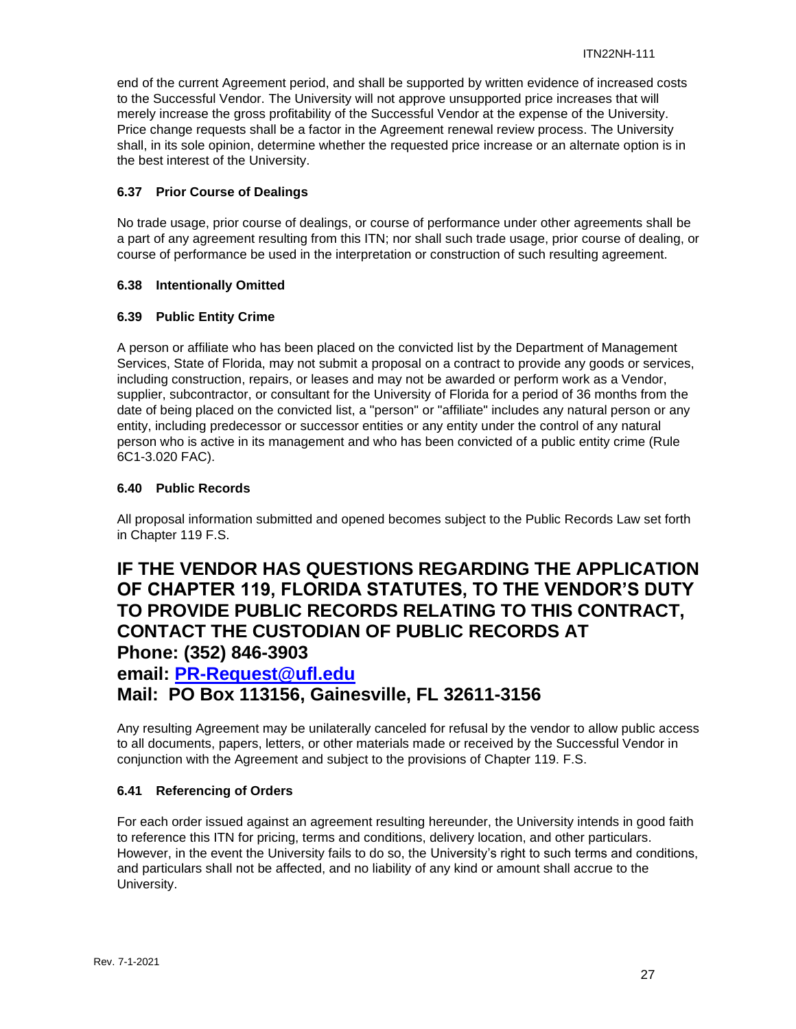end of the current Agreement period, and shall be supported by written evidence of increased costs to the Successful Vendor. The University will not approve unsupported price increases that will merely increase the gross profitability of the Successful Vendor at the expense of the University. Price change requests shall be a factor in the Agreement renewal review process. The University shall, in its sole opinion, determine whether the requested price increase or an alternate option is in the best interest of the University.

### 6.37 Prior Course of Dealings

No trade usage, prior course of dealings, or course of performance under other agreements shall be a part of any agreement resulting from this ITN; nor shall such trade usage, prior course of dealing, or course of performance be used in the interpretation or construction of such resulting agreement.

### 6.38 Intentionally Omitted

### 6.39 Public Entity Crime

A person or affiliate who has been placed on the convicted list by the Department of Management Services, State of Florida, may not submit a proposal on a contract to provide any goods or services, including construction, repairs, or leases and may not be awarded or perform work as a Vendor, supplier, subcontractor, or consultant for the University of Florida for a period of 36 months from the date of being placed on the convicted list, a "person" or "affiliate" includes any natural person or any entity, including predecessor or successor entities or any entity under the control of any natural person who is active in its management and who has been convicted of a public entity crime (Rule 6C1-3.020 FAC).

### 6.40 Public Records

All proposal information submitted and opened becomes subject to the Public Records Law set forth in Chapter 119 F.S.

## IF THE VENDOR HAS QUESTIONS REGARDING THE APPLICATION OF CHAPTER 119, FLORIDA STATUTES, TO THE VENDOR'S DUTY TO PROVIDE PUBLIC RECORDS RELATING TO THIS CONTRACT, CONTACT THE CUSTODIAN OF PUBLIC RECORDS AT
## Phone: (352) 846-3903
## email: [PR-Request@ufl.edu](mailto:PR-Request@ufl.edu)
## Mail: PO Box 113156, Gainesville, FL 32611-3156

Any resulting Agreement may be unilaterally canceled for refusal by the vendor to allow public access to all documents, papers, letters, or other materials made or received by the Successful Vendor in conjunction with the Agreement and subject to the provisions of Chapter 119. F.S.

### 6.41 Referencing of Orders

For each order issued against an agreement resulting hereunder, the University intends in good faith to reference this ITN for pricing, terms and conditions, delivery location, and other particulars. However, in the event the University fails to do so, the University's right to such terms and conditions, and particulars shall not be affected, and no liability of any kind or amount shall accrue to the University.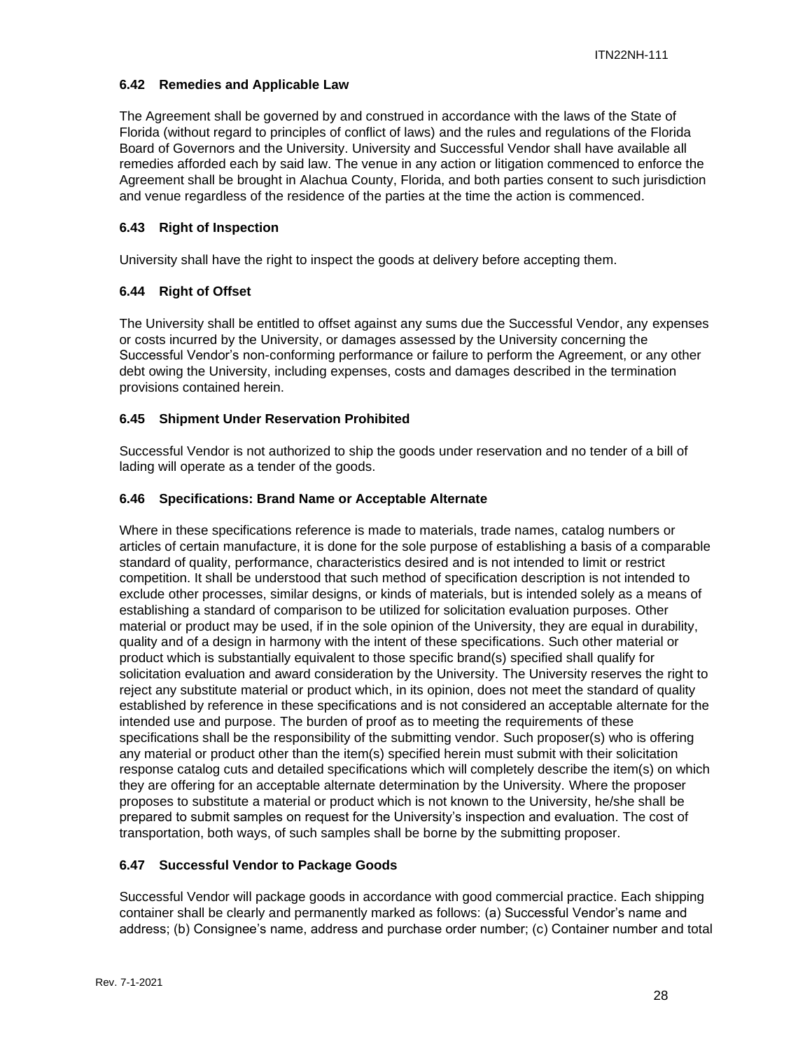### 6.42 Remedies and Applicable Law

The Agreement shall be governed by and construed in accordance with the laws of the State of Florida (without regard to principles of conflict of laws) and the rules and regulations of the Florida Board of Governors and the University. University and Successful Vendor shall have available all remedies afforded each by said law. The venue in any action or litigation commenced to enforce the Agreement shall be brought in Alachua County, Florida, and both parties consent to such jurisdiction and venue regardless of the residence of the parties at the time the action is commenced.

### 6.43 Right of Inspection

University shall have the right to inspect the goods at delivery before accepting them.

### 6.44 Right of Offset

The University shall be entitled to offset against any sums due the Successful Vendor, any expenses or costs incurred by the University, or damages assessed by the University concerning the Successful Vendor's non-conforming performance or failure to perform the Agreement, or any other debt owing the University, including expenses, costs and damages described in the termination provisions contained herein.

### 6.45 Shipment Under Reservation Prohibited

Successful Vendor is not authorized to ship the goods under reservation and no tender of a bill of lading will operate as a tender of the goods.

### 6.46 Specifications: Brand Name or Acceptable Alternate

Where in these specifications reference is made to materials, trade names, catalog numbers or articles of certain manufacture, it is done for the sole purpose of establishing a basis of a comparable standard of quality, performance, characteristics desired and is not intended to limit or restrict competition. It shall be understood that such method of specification description is not intended to exclude other processes, similar designs, or kinds of materials, but is intended solely as a means of establishing a standard of comparison to be utilized for solicitation evaluation purposes. Other material or product may be used, if in the sole opinion of the University, they are equal in durability, quality and of a design in harmony with the intent of these specifications. Such other material or product which is substantially equivalent to those specific brand(s) specified shall qualify for solicitation evaluation and award consideration by the University. The University reserves the right to reject any substitute material or product which, in its opinion, does not meet the standard of quality established by reference in these specifications and is not considered an acceptable alternate for the intended use and purpose. The burden of proof as to meeting the requirements of these specifications shall be the responsibility of the submitting vendor. Such proposer(s) who is offering any material or product other than the item(s) specified herein must submit with their solicitation response catalog cuts and detailed specifications which will completely describe the item(s) on which they are offering for an acceptable alternate determination by the University. Where the proposer proposes to substitute a material or product which is not known to the University, he/she shall be prepared to submit samples on request for the University's inspection and evaluation. The cost of transportation, both ways, of such samples shall be borne by the submitting proposer.

### 6.47 Successful Vendor to Package Goods

Successful Vendor will package goods in accordance with good commercial practice. Each shipping container shall be clearly and permanently marked as follows: (a) Successful Vendor's name and address; (b) Consignee's name, address and purchase order number; (c) Container number and total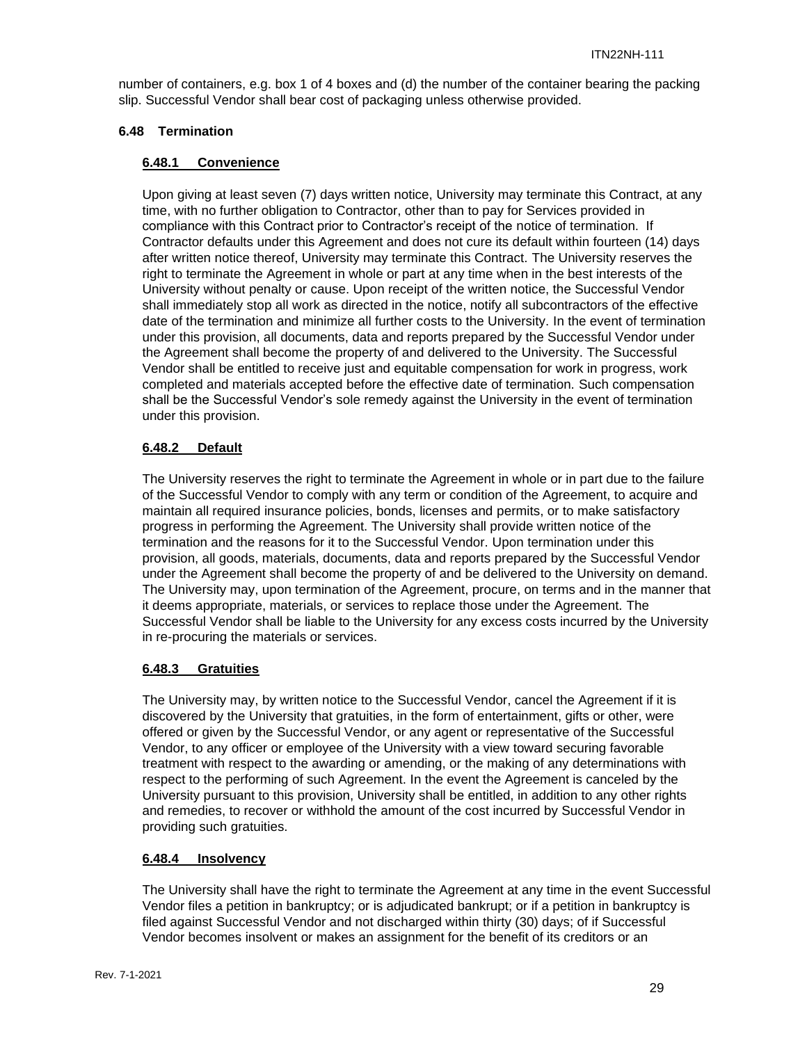number of containers, e.g. box 1 of 4 boxes and (d) the number of the container bearing the packing slip. Successful Vendor shall bear cost of packaging unless otherwise provided.

### 6.48 Termination

#### 6.48.1 Convenience

Upon giving at least seven (7) days written notice, University may terminate this Contract, at any time, with no further obligation to Contractor, other than to pay for Services provided in compliance with this Contract prior to Contractor's receipt of the notice of termination. If Contractor defaults under this Agreement and does not cure its default within fourteen (14) days after written notice thereof, University may terminate this Contract. The University reserves the right to terminate the Agreement in whole or part at any time when in the best interests of the University without penalty or cause. Upon receipt of the written notice, the Successful Vendor shall immediately stop all work as directed in the notice, notify all subcontractors of the effective date of the termination and minimize all further costs to the University. In the event of termination under this provision, all documents, data and reports prepared by the Successful Vendor under the Agreement shall become the property of and delivered to the University. The Successful Vendor shall be entitled to receive just and equitable compensation for work in progress, work completed and materials accepted before the effective date of termination. Such compensation shall be the Successful Vendor's sole remedy against the University in the event of termination under this provision.

#### 6.48.2 Default

The University reserves the right to terminate the Agreement in whole or in part due to the failure of the Successful Vendor to comply with any term or condition of the Agreement, to acquire and maintain all required insurance policies, bonds, licenses and permits, or to make satisfactory progress in performing the Agreement. The University shall provide written notice of the termination and the reasons for it to the Successful Vendor. Upon termination under this provision, all goods, materials, documents, data and reports prepared by the Successful Vendor under the Agreement shall become the property of and be delivered to the University on demand. The University may, upon termination of the Agreement, procure, on terms and in the manner that it deems appropriate, materials, or services to replace those under the Agreement. The Successful Vendor shall be liable to the University for any excess costs incurred by the University in re-procuring the materials or services.

#### 6.48.3 Gratuities

The University may, by written notice to the Successful Vendor, cancel the Agreement if it is discovered by the University that gratuities, in the form of entertainment, gifts or other, were offered or given by the Successful Vendor, or any agent or representative of the Successful Vendor, to any officer or employee of the University with a view toward securing favorable treatment with respect to the awarding or amending, or the making of any determinations with respect to the performing of such Agreement. In the event the Agreement is canceled by the University pursuant to this provision, University shall be entitled, in addition to any other rights and remedies, to recover or withhold the amount of the cost incurred by Successful Vendor in providing such gratuities.

#### 6.48.4 Insolvency

The University shall have the right to terminate the Agreement at any time in the event Successful Vendor files a petition in bankruptcy; or is adjudicated bankrupt; or if a petition in bankruptcy is filed against Successful Vendor and not discharged within thirty (30) days; of if Successful Vendor becomes insolvent or makes an assignment for the benefit of its creditors or an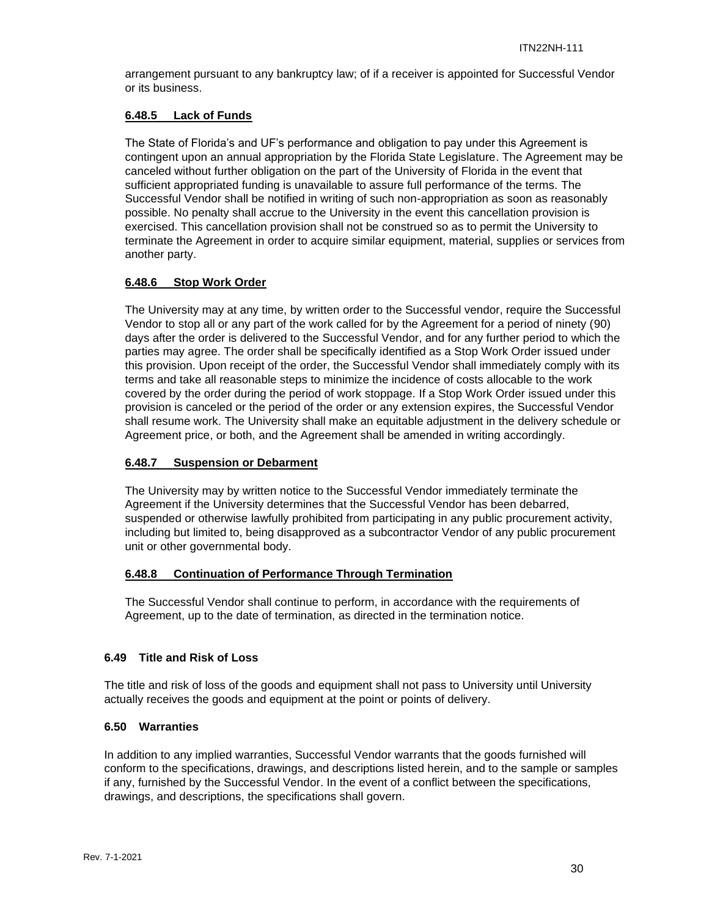arrangement pursuant to any bankruptcy law; of if a receiver is appointed for Successful Vendor or its business.

#### 6.48.5 Lack of Funds

The State of Florida's and UF's performance and obligation to pay under this Agreement is contingent upon an annual appropriation by the Florida State Legislature. The Agreement may be canceled without further obligation on the part of the University of Florida in the event that sufficient appropriated funding is unavailable to assure full performance of the terms. The Successful Vendor shall be notified in writing of such non-appropriation as soon as reasonably possible. No penalty shall accrue to the University in the event this cancellation provision is exercised. This cancellation provision shall not be construed so as to permit the University to terminate the Agreement in order to acquire similar equipment, material, supplies or services from another party.

#### 6.48.6 Stop Work Order

The University may at any time, by written order to the Successful vendor, require the Successful Vendor to stop all or any part of the work called for by the Agreement for a period of ninety (90) days after the order is delivered to the Successful Vendor, and for any further period to which the parties may agree. The order shall be specifically identified as a Stop Work Order issued under this provision. Upon receipt of the order, the Successful Vendor shall immediately comply with its terms and take all reasonable steps to minimize the incidence of costs allocable to the work covered by the order during the period of work stoppage. If a Stop Work Order issued under this provision is canceled or the period of the order or any extension expires, the Successful Vendor shall resume work. The University shall make an equitable adjustment in the delivery schedule or Agreement price, or both, and the Agreement shall be amended in writing accordingly.

#### 6.48.7 Suspension or Debarment

The University may by written notice to the Successful Vendor immediately terminate the Agreement if the University determines that the Successful Vendor has been debarred, suspended or otherwise lawfully prohibited from participating in any public procurement activity, including but limited to, being disapproved as a subcontractor Vendor of any public procurement unit or other governmental body.

#### 6.48.8 Continuation of Performance Through Termination

The Successful Vendor shall continue to perform, in accordance with the requirements of Agreement, up to the date of termination, as directed in the termination notice.

### 6.49 Title and Risk of Loss

The title and risk of loss of the goods and equipment shall not pass to University until University actually receives the goods and equipment at the point or points of delivery.

### 6.50 Warranties

In addition to any implied warranties, Successful Vendor warrants that the goods furnished will conform to the specifications, drawings, and descriptions listed herein, and to the sample or samples if any, furnished by the Successful Vendor. In the event of a conflict between the specifications, drawings, and descriptions, the specifications shall govern.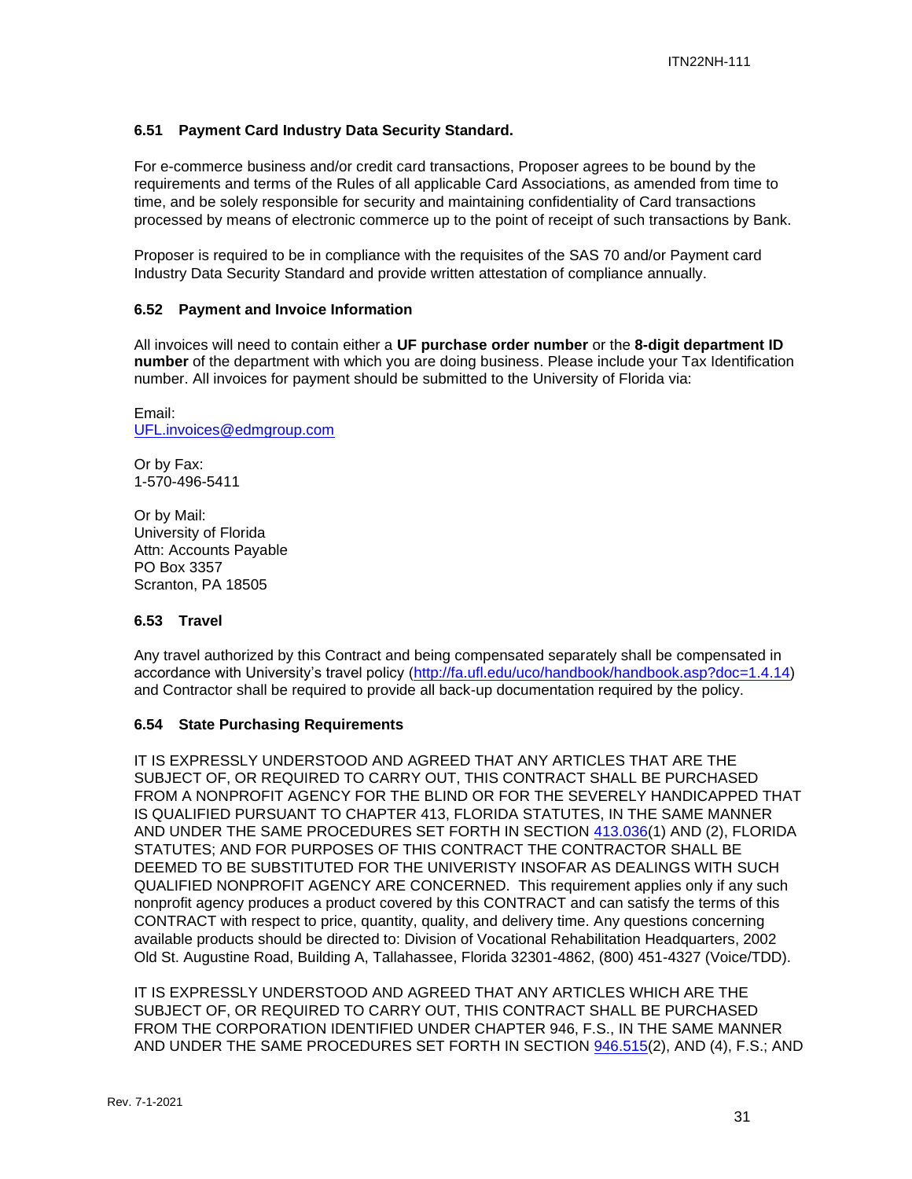### 6.51 Payment Card Industry Data Security Standard.

For e-commerce business and/or credit card transactions, Proposer agrees to be bound by the requirements and terms of the Rules of all applicable Card Associations, as amended from time to time, and be solely responsible for security and maintaining confidentiality of Card transactions processed by means of electronic commerce up to the point of receipt of such transactions by Bank.

Proposer is required to be in compliance with the requisites of the SAS 70 and/or Payment card Industry Data Security Standard and provide written attestation of compliance annually.

### 6.52 Payment and Invoice Information

All invoices will need to contain either a **UF purchase order number** or the **8-digit department ID number** of the department with which you are doing business. Please include your Tax Identification number. All invoices for payment should be submitted to the University of Florida via:

Email:
UFL.invoices@edmgroup.com

Or by Fax:
1-570-496-5411

Or by Mail:
University of Florida
Attn: Accounts Payable
PO Box 3357
Scranton, PA 18505

### 6.53 Travel

Any travel authorized by this Contract and being compensated separately shall be compensated in accordance with University's travel policy (http://fa.ufl.edu/uco/handbook/handbook.asp?doc=1.4.14) and Contractor shall be required to provide all back-up documentation required by the policy.

### 6.54 State Purchasing Requirements

IT IS EXPRESSLY UNDERSTOOD AND AGREED THAT ANY ARTICLES THAT ARE THE SUBJECT OF, OR REQUIRED TO CARRY OUT, THIS CONTRACT SHALL BE PURCHASED FROM A NONPROFIT AGENCY FOR THE BLIND OR FOR THE SEVERELY HANDICAPPED THAT IS QUALIFIED PURSUANT TO CHAPTER 413, FLORIDA STATUTES, IN THE SAME MANNER AND UNDER THE SAME PROCEDURES SET FORTH IN SECTION 413.036(1) AND (2), FLORIDA STATUTES; AND FOR PURPOSES OF THIS CONTRACT THE CONTRACTOR SHALL BE DEEMED TO BE SUBSTITUTED FOR THE UNIVERISTY INSOFAR AS DEALINGS WITH SUCH QUALIFIED NONPROFIT AGENCY ARE CONCERNED. This requirement applies only if any such nonprofit agency produces a product covered by this CONTRACT and can satisfy the terms of this CONTRACT with respect to price, quantity, quality, and delivery time. Any questions concerning available products should be directed to: Division of Vocational Rehabilitation Headquarters, 2002 Old St. Augustine Road, Building A, Tallahassee, Florida 32301-4862, (800) 451-4327 (Voice/TDD).

IT IS EXPRESSLY UNDERSTOOD AND AGREED THAT ANY ARTICLES WHICH ARE THE SUBJECT OF, OR REQUIRED TO CARRY OUT, THIS CONTRACT SHALL BE PURCHASED FROM THE CORPORATION IDENTIFIED UNDER CHAPTER 946, F.S., IN THE SAME MANNER AND UNDER THE SAME PROCEDURES SET FORTH IN SECTION 946.515(2), AND (4), F.S.; AND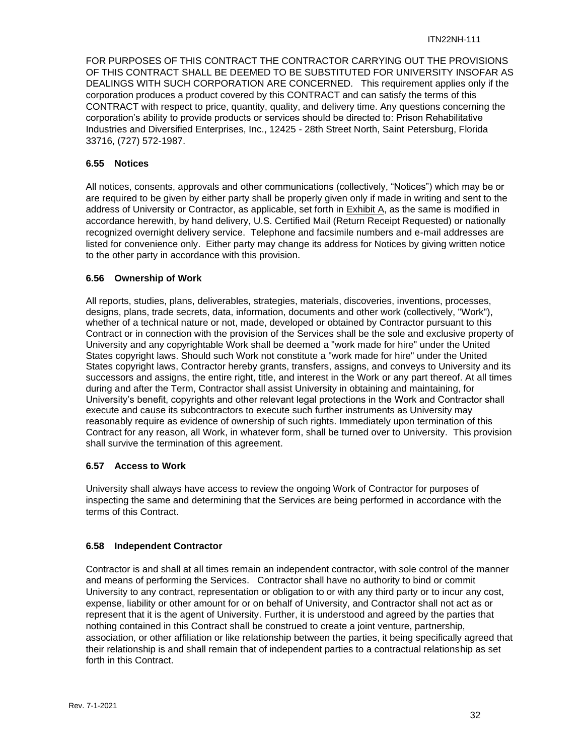FOR PURPOSES OF THIS CONTRACT THE CONTRACTOR CARRYING OUT THE PROVISIONS OF THIS CONTRACT SHALL BE DEEMED TO BE SUBSTITUTED FOR UNIVERSITY INSOFAR AS DEALINGS WITH SUCH CORPORATION ARE CONCERNED. This requirement applies only if the corporation produces a product covered by this CONTRACT and can satisfy the terms of this CONTRACT with respect to price, quantity, quality, and delivery time. Any questions concerning the corporation's ability to provide products or services should be directed to: Prison Rehabilitative Industries and Diversified Enterprises, Inc., 12425 - 28th Street North, Saint Petersburg, Florida 33716, (727) 572-1987.

### 6.55 Notices

All notices, consents, approvals and other communications (collectively, "Notices") which may be or are required to be given by either party shall be properly given only if made in writing and sent to the address of University or Contractor, as applicable, set forth in Exhibit A, as the same is modified in accordance herewith, by hand delivery, U.S. Certified Mail (Return Receipt Requested) or nationally recognized overnight delivery service. Telephone and facsimile numbers and e-mail addresses are listed for convenience only. Either party may change its address for Notices by giving written notice to the other party in accordance with this provision.

### 6.56 Ownership of Work

All reports, studies, plans, deliverables, strategies, materials, discoveries, inventions, processes, designs, plans, trade secrets, data, information, documents and other work (collectively, "Work"), whether of a technical nature or not, made, developed or obtained by Contractor pursuant to this Contract or in connection with the provision of the Services shall be the sole and exclusive property of University and any copyrightable Work shall be deemed a "work made for hire" under the United States copyright laws. Should such Work not constitute a "work made for hire" under the United States copyright laws, Contractor hereby grants, transfers, assigns, and conveys to University and its successors and assigns, the entire right, title, and interest in the Work or any part thereof. At all times during and after the Term, Contractor shall assist University in obtaining and maintaining, for University's benefit, copyrights and other relevant legal protections in the Work and Contractor shall execute and cause its subcontractors to execute such further instruments as University may reasonably require as evidence of ownership of such rights. Immediately upon termination of this Contract for any reason, all Work, in whatever form, shall be turned over to University. This provision shall survive the termination of this agreement.

### 6.57 Access to Work

University shall always have access to review the ongoing Work of Contractor for purposes of inspecting the same and determining that the Services are being performed in accordance with the terms of this Contract.

### 6.58 Independent Contractor

Contractor is and shall at all times remain an independent contractor, with sole control of the manner and means of performing the Services. Contractor shall have no authority to bind or commit University to any contract, representation or obligation to or with any third party or to incur any cost, expense, liability or other amount for or on behalf of University, and Contractor shall not act as or represent that it is the agent of University. Further, it is understood and agreed by the parties that nothing contained in this Contract shall be construed to create a joint venture, partnership, association, or other affiliation or like relationship between the parties, it being specifically agreed that their relationship is and shall remain that of independent parties to a contractual relationship as set forth in this Contract.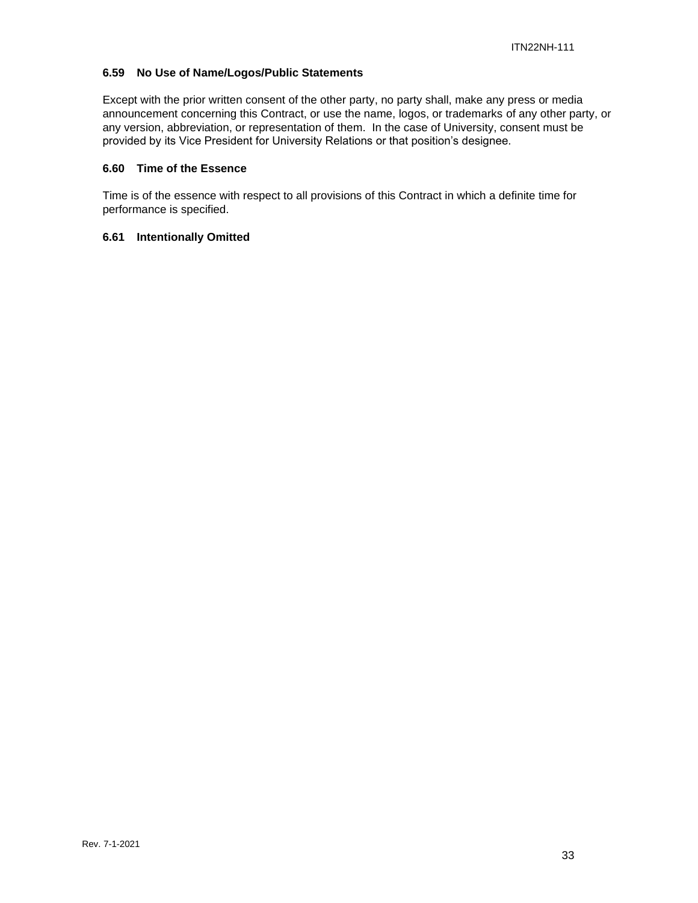### 6.59 No Use of Name/Logos/Public Statements

Except with the prior written consent of the other party, no party shall, make any press or media announcement concerning this Contract, or use the name, logos, or trademarks of any other party, or any version, abbreviation, or representation of them. In the case of University, consent must be provided by its Vice President for University Relations or that position's designee.

### 6.60 Time of the Essence

Time is of the essence with respect to all provisions of this Contract in which a definite time for performance is specified.

### 6.61 Intentionally Omitted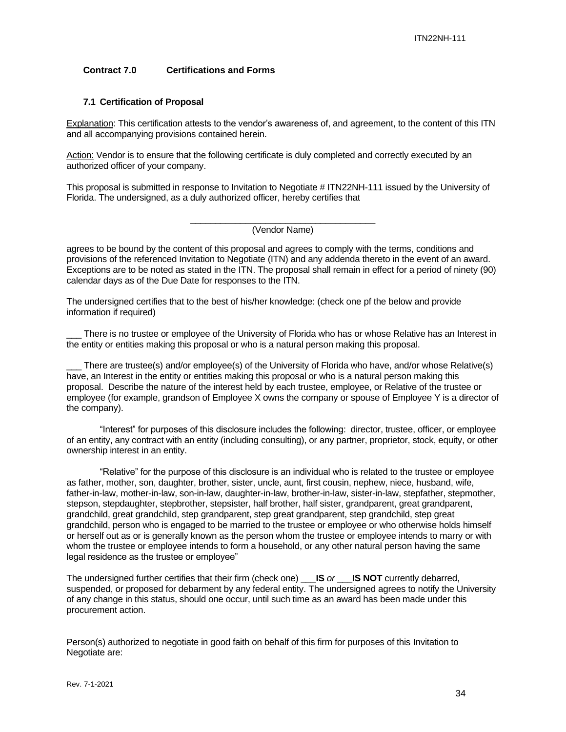## Contract 7.0 Certifications and Forms

### 7.1 Certification of Proposal

Explanation: This certification attests to the vendor's awareness of, and agreement, to the content of this ITN and all accompanying provisions contained herein.

Action: Vendor is to ensure that the following certificate is duly completed and correctly executed by an authorized officer of your company.

This proposal is submitted in response to Invitation to Negotiate # ITN22NH-111 issued by the University of Florida. The undersigned, as a duly authorized officer, hereby certifies that

_______________________________________
(Vendor Name)

agrees to be bound by the content of this proposal and agrees to comply with the terms, conditions and provisions of the referenced Invitation to Negotiate (ITN) and any addenda thereto in the event of an award. Exceptions are to be noted as stated in the ITN. The proposal shall remain in effect for a period of ninety (90) calendar days as of the Due Date for responses to the ITN.

The undersigned certifies that to the best of his/her knowledge: (check one pf the below and provide information if required)

___ There is no trustee or employee of the University of Florida who has or whose Relative has an Interest in the entity or entities making this proposal or who is a natural person making this proposal.

___ There are trustee(s) and/or employee(s) of the University of Florida who have, and/or whose Relative(s) have, an Interest in the entity or entities making this proposal or who is a natural person making this proposal. Describe the nature of the interest held by each trustee, employee, or Relative of the trustee or employee (for example, grandson of Employee X owns the company or spouse of Employee Y is a director of the company).

"Interest" for purposes of this disclosure includes the following: director, trustee, officer, or employee of an entity, any contract with an entity (including consulting), or any partner, proprietor, stock, equity, or other ownership interest in an entity.

"Relative" for the purpose of this disclosure is an individual who is related to the trustee or employee as father, mother, son, daughter, brother, sister, uncle, aunt, first cousin, nephew, niece, husband, wife, father-in-law, mother-in-law, son-in-law, daughter-in-law, brother-in-law, sister-in-law, stepfather, stepmother, stepson, stepdaughter, stepbrother, stepsister, half brother, half sister, grandparent, great grandparent, grandchild, great grandchild, step grandparent, step great grandparent, step grandchild, step great grandchild, person who is engaged to be married to the trustee or employee or who otherwise holds himself or herself out as or is generally known as the person whom the trustee or employee intends to marry or with whom the trustee or employee intends to form a household, or any other natural person having the same legal residence as the trustee or employee"

The undersigned further certifies that their firm (check one) ___**IS** *or* ___**IS NOT** currently debarred, suspended, or proposed for debarment by any federal entity. The undersigned agrees to notify the University of any change in this status, should one occur, until such time as an award has been made under this procurement action.

Person(s) authorized to negotiate in good faith on behalf of this firm for purposes of this Invitation to Negotiate are:

Rev. 7-1-2021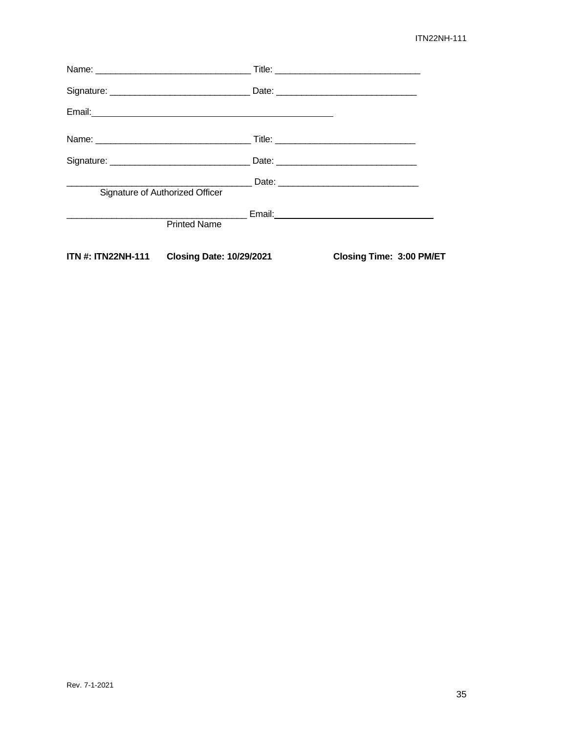Name: ______________________________ Title: ____________________________

Signature: ___________________________ Date: ____________________________

Email: ________________________________________________

Name: ______________________________ Title: ____________________________

Signature: ___________________________ Date: ____________________________

___________________________________ Date: ____________________________
Signature of Authorized Officer

___________________________________ Email: ______________________________
Printed Name

**ITN #: ITN22NH-111 Closing Date: 10/29/2021 Closing Time: 3:00 PM/ET**

Rev. 7-1-2021